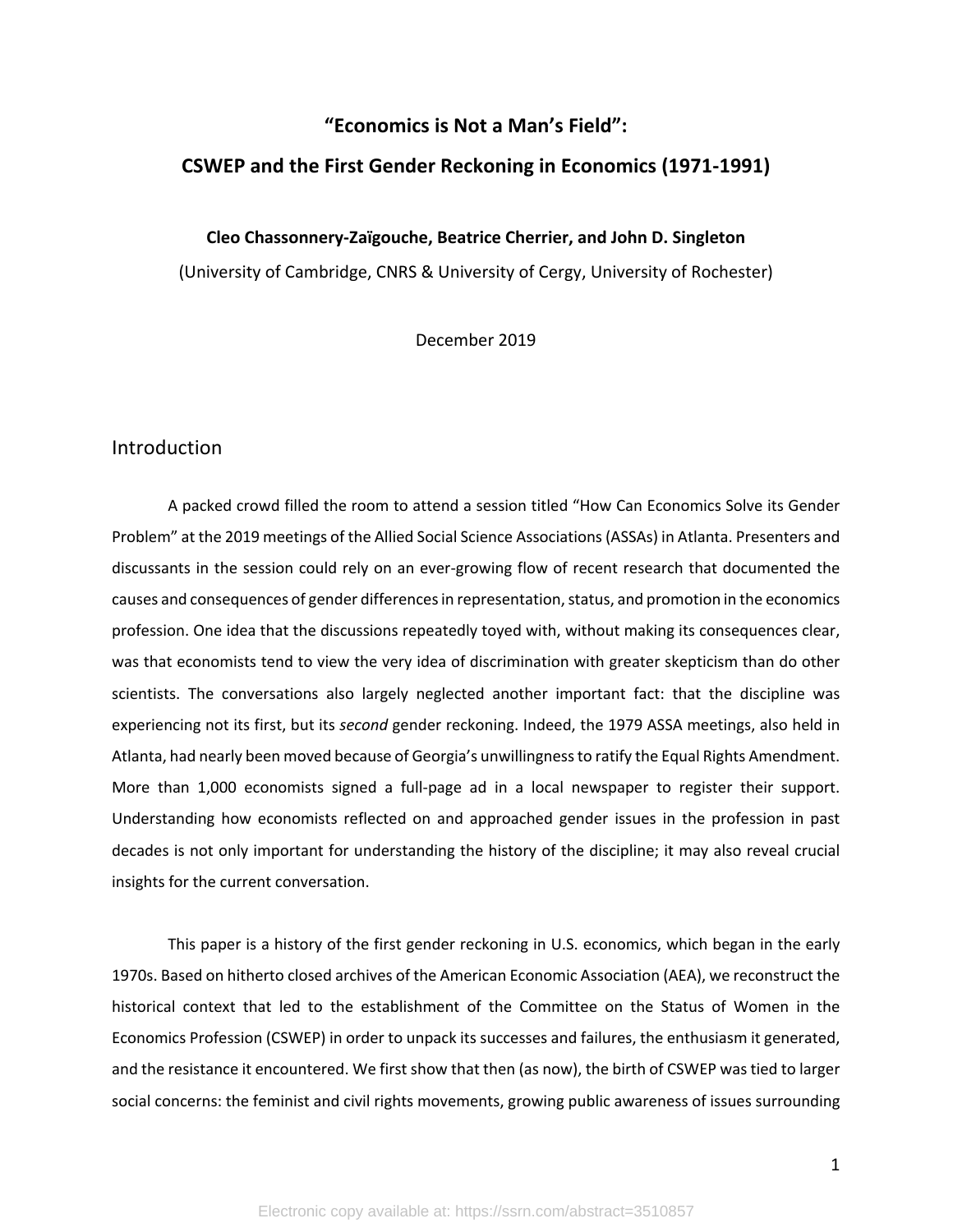# “Economics is Not a Man’s Field”: CSWEP and the First Gender Reckoning in Economics (1971-1991)

**Cleo Chassonnery-Zaïgouche, Beatrice Cherrier, and John D. Singleton**

(University of Cambridge, CNRS & University of Cergy, University of Rochester)

December 2019

## Introduction

A packed crowd filled the room to attend a session titled “How Can Economics Solve its Gender Problem” at the 2019 meetings of the Allied Social Science Associations (ASSAs) in Atlanta. Presenters and discussants in the session could rely on an ever-growing flow of recent research that documented the causes and consequences of gender differences in representation, status, and promotion in the economics profession. One idea that the discussions repeatedly toyed with, without making its consequences clear, was that economists tend to view the very idea of discrimination with greater skepticism than do other scientists. The conversations also largely neglected another important fact: that the discipline was experiencing not its first, but its *second* gender reckoning. Indeed, the 1979 ASSA meetings, also held in Atlanta, had nearly been moved because of Georgia’s unwillingness to ratify the Equal Rights Amendment. More than 1,000 economists signed a full-page ad in a local newspaper to register their support. Understanding how economists reflected on and approached gender issues in the profession in past decades is not only important for understanding the history of the discipline; it may also reveal crucial insights for the current conversation.

This paper is a history of the first gender reckoning in U.S. economics, which began in the early 1970s. Based on hitherto closed archives of the American Economic Association (AEA), we reconstruct the historical context that led to the establishment of the Committee on the Status of Women in the Economics Profession (CSWEP) in order to unpack its successes and failures, the enthusiasm it generated, and the resistance it encountered. We first show that then (as now), the birth of CSWEP was tied to larger social concerns: the feminist and civil rights movements, growing public awareness of issues surrounding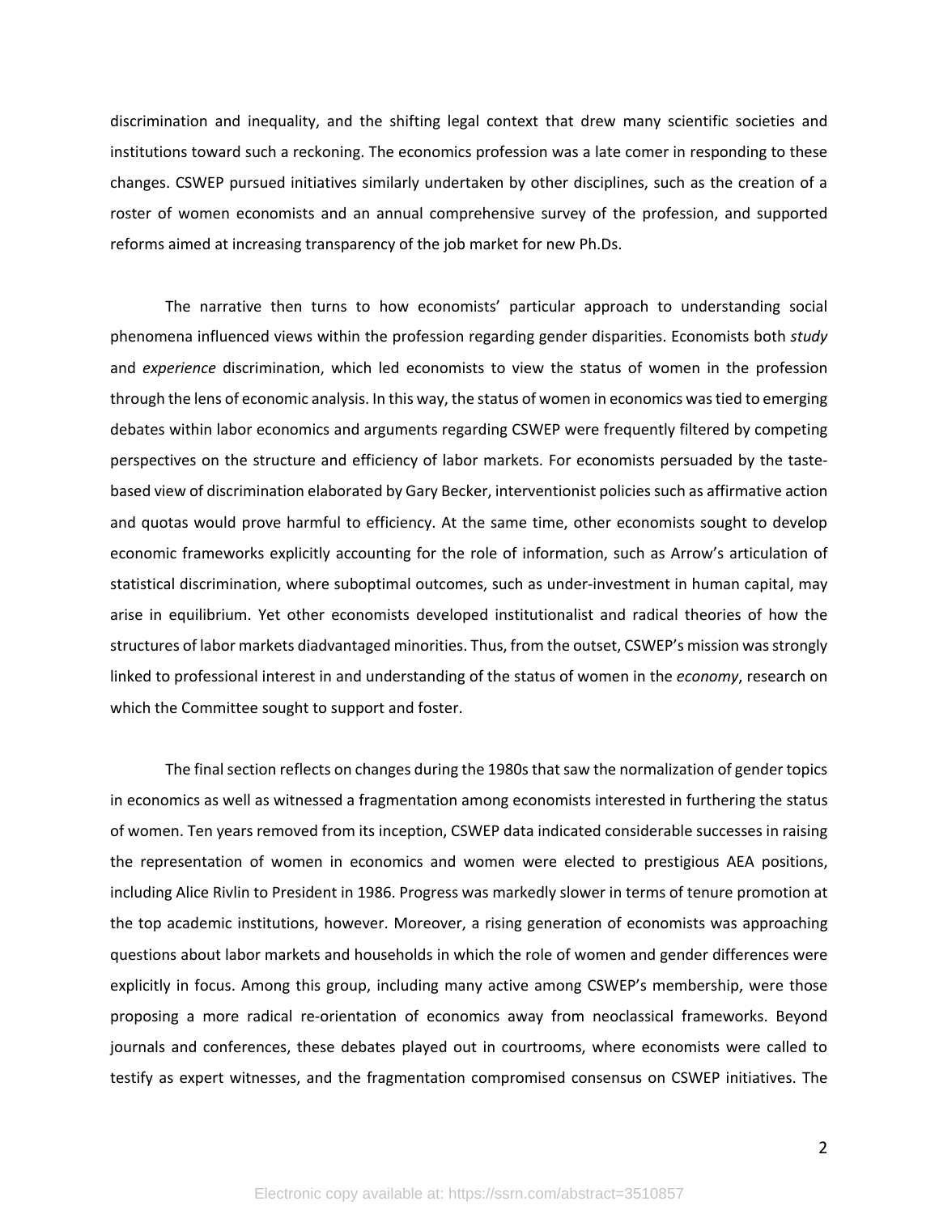discrimination and inequality, and the shifting legal context that drew many scientific societies and institutions toward such a reckoning. The economics profession was a late comer in responding to these changes. CSWEP pursued initiatives similarly undertaken by other disciplines, such as the creation of a roster of women economists and an annual comprehensive survey of the profession, and supported reforms aimed at increasing transparency of the job market for new Ph.Ds.

The narrative then turns to how economists' particular approach to understanding social phenomena influenced views within the profession regarding gender disparities. Economists both *study* and *experience* discrimination, which led economists to view the status of women in the profession through the lens of economic analysis. In this way, the status of women in economics was tied to emerging debates within labor economics and arguments regarding CSWEP were frequently filtered by competing perspectives on the structure and efficiency of labor markets. For economists persuaded by the taste-based view of discrimination elaborated by Gary Becker, interventionist policies such as affirmative action and quotas would prove harmful to efficiency. At the same time, other economists sought to develop economic frameworks explicitly accounting for the role of information, such as Arrow's articulation of statistical discrimination, where suboptimal outcomes, such as under-investment in human capital, may arise in equilibrium. Yet other economists developed institutionalist and radical theories of how the structures of labor markets diadvantaged minorities. Thus, from the outset, CSWEP's mission was strongly linked to professional interest in and understanding of the status of women in the *economy*, research on which the Committee sought to support and foster.

The final section reflects on changes during the 1980s that saw the normalization of gender topics in economics as well as witnessed a fragmentation among economists interested in furthering the status of women. Ten years removed from its inception, CSWEP data indicated considerable successes in raising the representation of women in economics and women were elected to prestigious AEA positions, including Alice Rivlin to President in 1986. Progress was markedly slower in terms of tenure promotion at the top academic institutions, however. Moreover, a rising generation of economists was approaching questions about labor markets and households in which the role of women and gender differences were explicitly in focus. Among this group, including many active among CSWEP's membership, were those proposing a more radical re-orientation of economics away from neoclassical frameworks. Beyond journals and conferences, these debates played out in courtrooms, where economists were called to testify as expert witnesses, and the fragmentation compromised consensus on CSWEP initiatives. The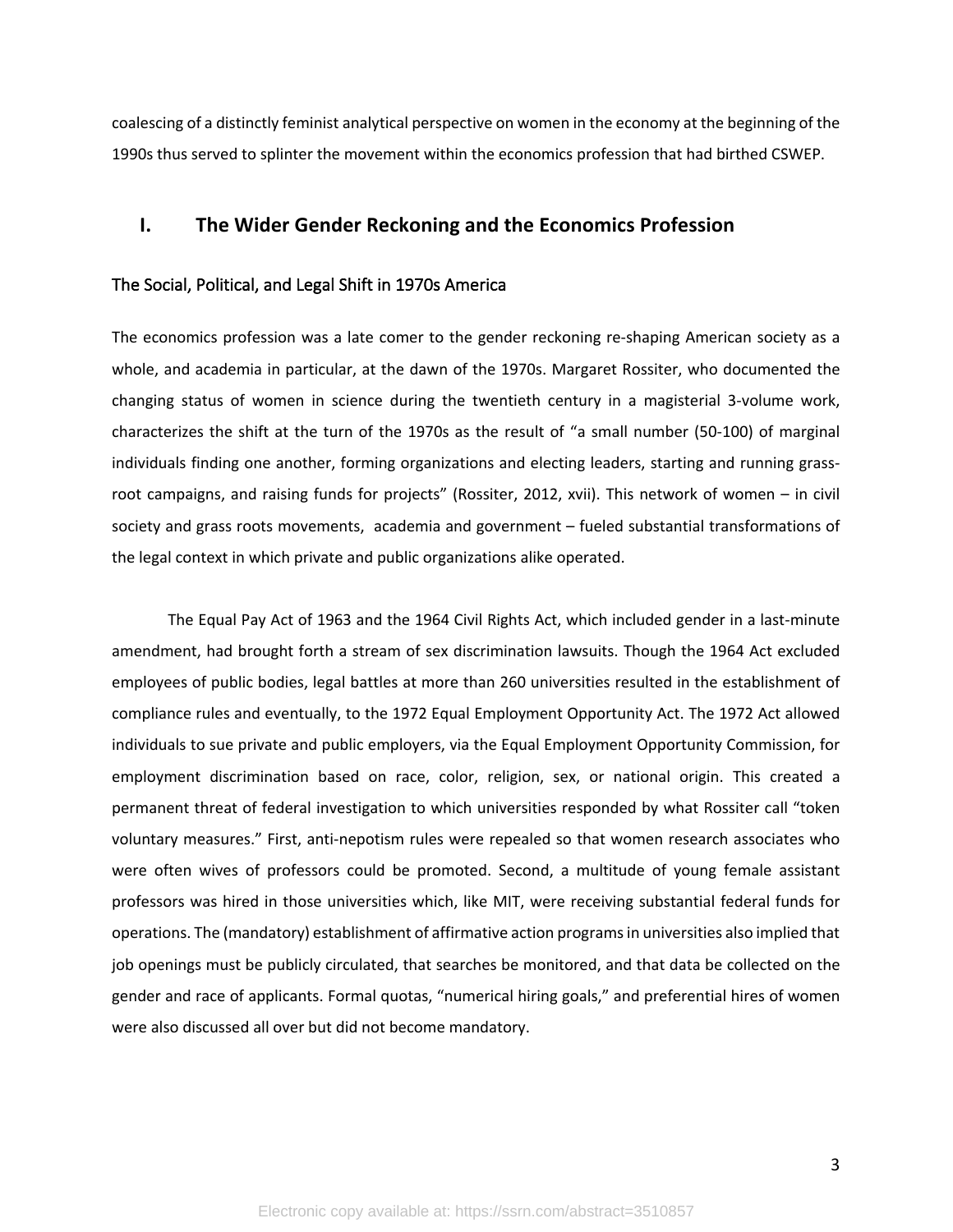coalescing of a distinctly feminist analytical perspective on women in the economy at the beginning of the 1990s thus served to splinter the movement within the economics profession that had birthed CSWEP.

## I. The Wider Gender Reckoning and the Economics Profession

### The Social, Political, and Legal Shift in 1970s America

The economics profession was a late comer to the gender reckoning re-shaping American society as a whole, and academia in particular, at the dawn of the 1970s. Margaret Rossiter, who documented the changing status of women in science during the twentieth century in a magisterial 3-volume work, characterizes the shift at the turn of the 1970s as the result of "a small number (50-100) of marginal individuals finding one another, forming organizations and electing leaders, starting and running grass-root campaigns, and raising funds for projects" (Rossiter, 2012, xvii). This network of women – in civil society and grass roots movements, academia and government – fueled substantial transformations of the legal context in which private and public organizations alike operated.

The Equal Pay Act of 1963 and the 1964 Civil Rights Act, which included gender in a last-minute amendment, had brought forth a stream of sex discrimination lawsuits. Though the 1964 Act excluded employees of public bodies, legal battles at more than 260 universities resulted in the establishment of compliance rules and eventually, to the 1972 Equal Employment Opportunity Act. The 1972 Act allowed individuals to sue private and public employers, via the Equal Employment Opportunity Commission, for employment discrimination based on race, color, religion, sex, or national origin. This created a permanent threat of federal investigation to which universities responded by what Rossiter call "token voluntary measures." First, anti-nepotism rules were repealed so that women research associates who were often wives of professors could be promoted. Second, a multitude of young female assistant professors was hired in those universities which, like MIT, were receiving substantial federal funds for operations. The (mandatory) establishment of affirmative action programs in universities also implied that job openings must be publicly circulated, that searches be monitored, and that data be collected on the gender and race of applicants. Formal quotas, "numerical hiring goals," and preferential hires of women were also discussed all over but did not become mandatory.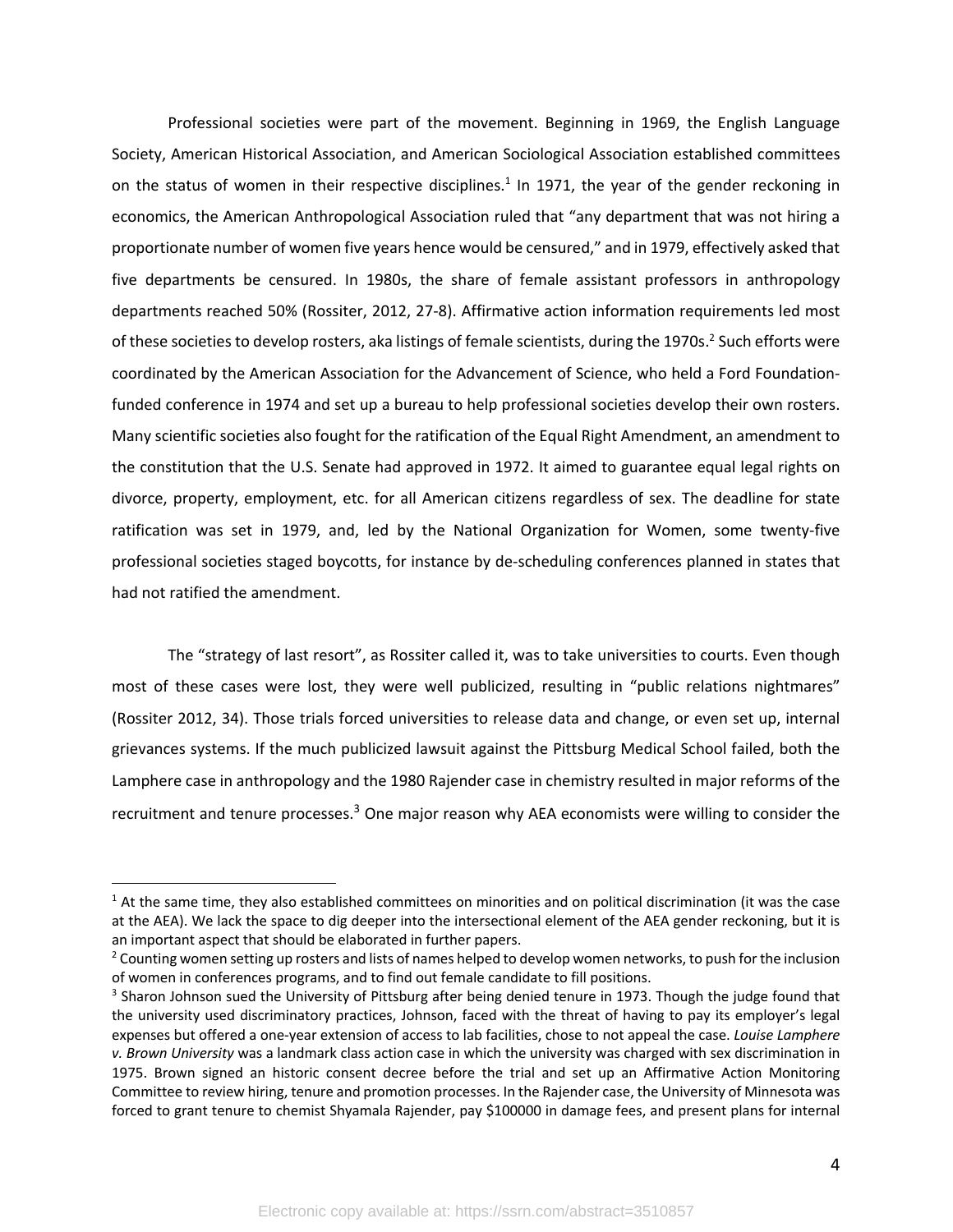Professional societies were part of the movement. Beginning in 1969, the English Language Society, American Historical Association, and American Sociological Association established committees on the status of women in their respective disciplines.[1] In 1971, the year of the gender reckoning in economics, the American Anthropological Association ruled that "any department that was not hiring a proportionate number of women five years hence would be censured," and in 1979, effectively asked that five departments be censured. In 1980s, the share of female assistant professors in anthropology departments reached 50% (Rossiter, 2012, 27-8). Affirmative action information requirements led most of these societies to develop rosters, aka listings of female scientists, during the 1970s.[2] Such efforts were coordinated by the American Association for the Advancement of Science, who held a Ford Foundation-funded conference in 1974 and set up a bureau to help professional societies develop their own rosters. Many scientific societies also fought for the ratification of the Equal Right Amendment, an amendment to the constitution that the U.S. Senate had approved in 1972. It aimed to guarantee equal legal rights on divorce, property, employment, etc. for all American citizens regardless of sex. The deadline for state ratification was set in 1979, and, led by the National Organization for Women, some twenty-five professional societies staged boycotts, for instance by de-scheduling conferences planned in states that had not ratified the amendment.

The "strategy of last resort", as Rossiter called it, was to take universities to courts. Even though most of these cases were lost, they were well publicized, resulting in "public relations nightmares" (Rossiter 2012, 34). Those trials forced universities to release data and change, or even set up, internal grievances systems. If the much publicized lawsuit against the Pittsburg Medical School failed, both the Lamphere case in anthropology and the 1980 Rajender case in chemistry resulted in major reforms of the recruitment and tenure processes.[3] One major reason why AEA economists were willing to consider the

---

[1] At the same time, they also established committees on minorities and on political discrimination (it was the case at the AEA). We lack the space to dig deeper into the intersectional element of the AEA gender reckoning, but it is an important aspect that should be elaborated in further papers.

[2] Counting women setting up rosters and lists of names helped to develop women networks, to push for the inclusion of women in conferences programs, and to find out female candidate to fill positions.

[3] Sharon Johnson sued the University of Pittsburg after being denied tenure in 1973. Though the judge found that the university used discriminatory practices, Johnson, faced with the threat of having to pay its employer's legal expenses but offered a one-year extension of access to lab facilities, chose to not appeal the case. *Louise Lamphere v. Brown University* was a landmark class action case in which the university was charged with sex discrimination in 1975. Brown signed an historic consent decree before the trial and set up an Affirmative Action Monitoring Committee to review hiring, tenure and promotion processes. In the Rajender case, the University of Minnesota was forced to grant tenure to chemist Shyamala Rajender, pay $100000 in damage fees, and present plans for internal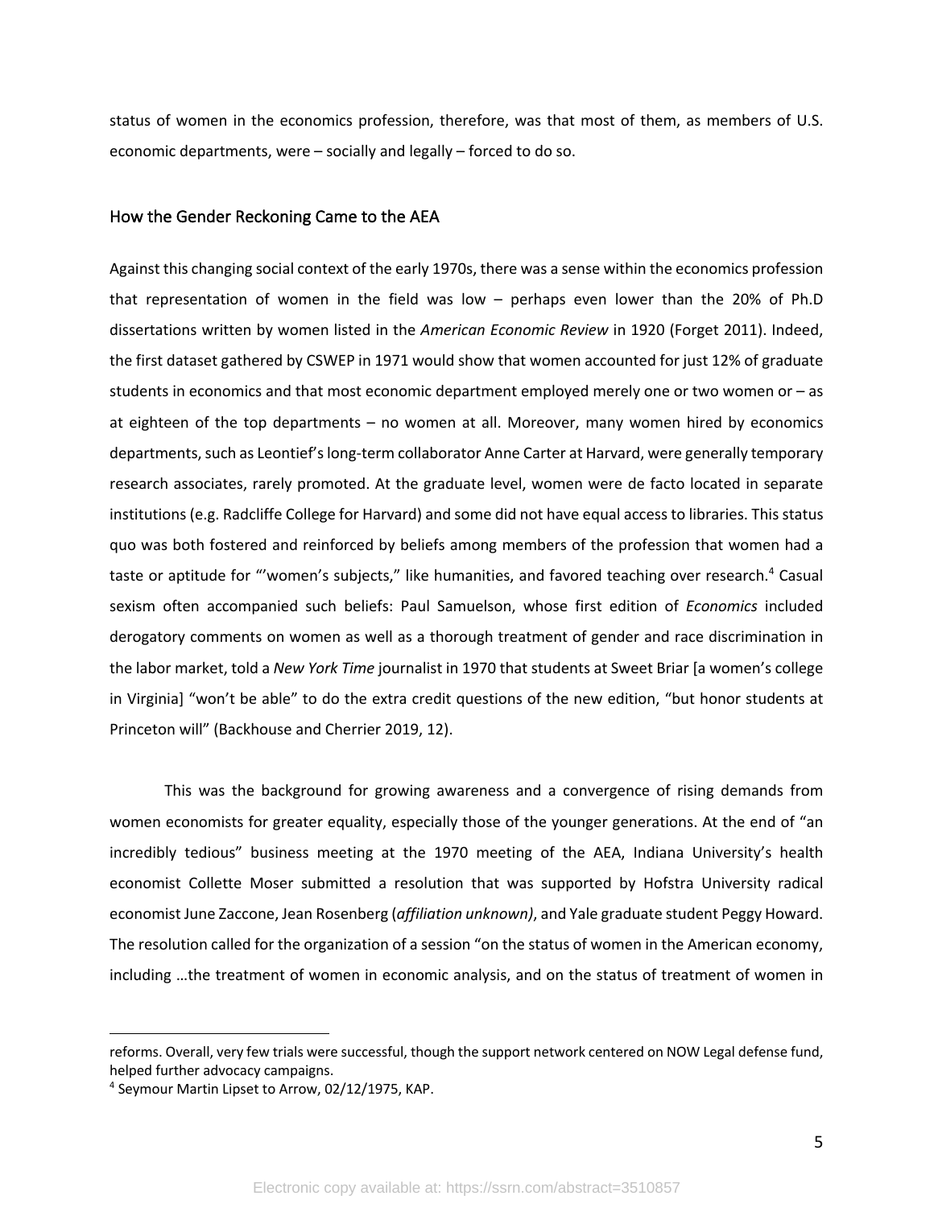status of women in the economics profession, therefore, was that most of them, as members of U.S. economic departments, were – socially and legally – forced to do so.

## How the Gender Reckoning Came to the AEA

Against this changing social context of the early 1970s, there was a sense within the economics profession that representation of women in the field was low – perhaps even lower than the 20% of Ph.D dissertations written by women listed in the *American Economic Review* in 1920 (Forget 2011). Indeed, the first dataset gathered by CSWEP in 1971 would show that women accounted for just 12% of graduate students in economics and that most economic department employed merely one or two women or – as at eighteen of the top departments – no women at all. Moreover, many women hired by economics departments, such as Leontief's long-term collaborator Anne Carter at Harvard, were generally temporary research associates, rarely promoted. At the graduate level, women were de facto located in separate institutions (e.g. Radcliffe College for Harvard) and some did not have equal access to libraries. This status quo was both fostered and reinforced by beliefs among members of the profession that women had a taste or aptitude for "'women's subjects," like humanities, and favored teaching over research.[4] Casual sexism often accompanied such beliefs: Paul Samuelson, whose first edition of *Economics* included derogatory comments on women as well as a thorough treatment of gender and race discrimination in the labor market, told a *New York Time* journalist in 1970 that students at Sweet Briar [a women's college in Virginia] "won't be able" to do the extra credit questions of the new edition, "but honor students at Princeton will" (Backhouse and Cherrier 2019, 12).

This was the background for growing awareness and a convergence of rising demands from women economists for greater equality, especially those of the younger generations. At the end of "an incredibly tedious" business meeting at the 1970 meeting of the AEA, Indiana University's health economist Collette Moser submitted a resolution that was supported by Hofstra University radical economist June Zaccone, Jean Rosenberg (*affiliation unknown)*, and Yale graduate student Peggy Howard. The resolution called for the organization of a session "on the status of women in the American economy, including …the treatment of women in economic analysis, and on the status of treatment of women in

---

reforms. Overall, very few trials were successful, though the support network centered on NOW Legal defense fund, helped further advocacy campaigns.

[4] Seymour Martin Lipset to Arrow, 02/12/1975, KAP.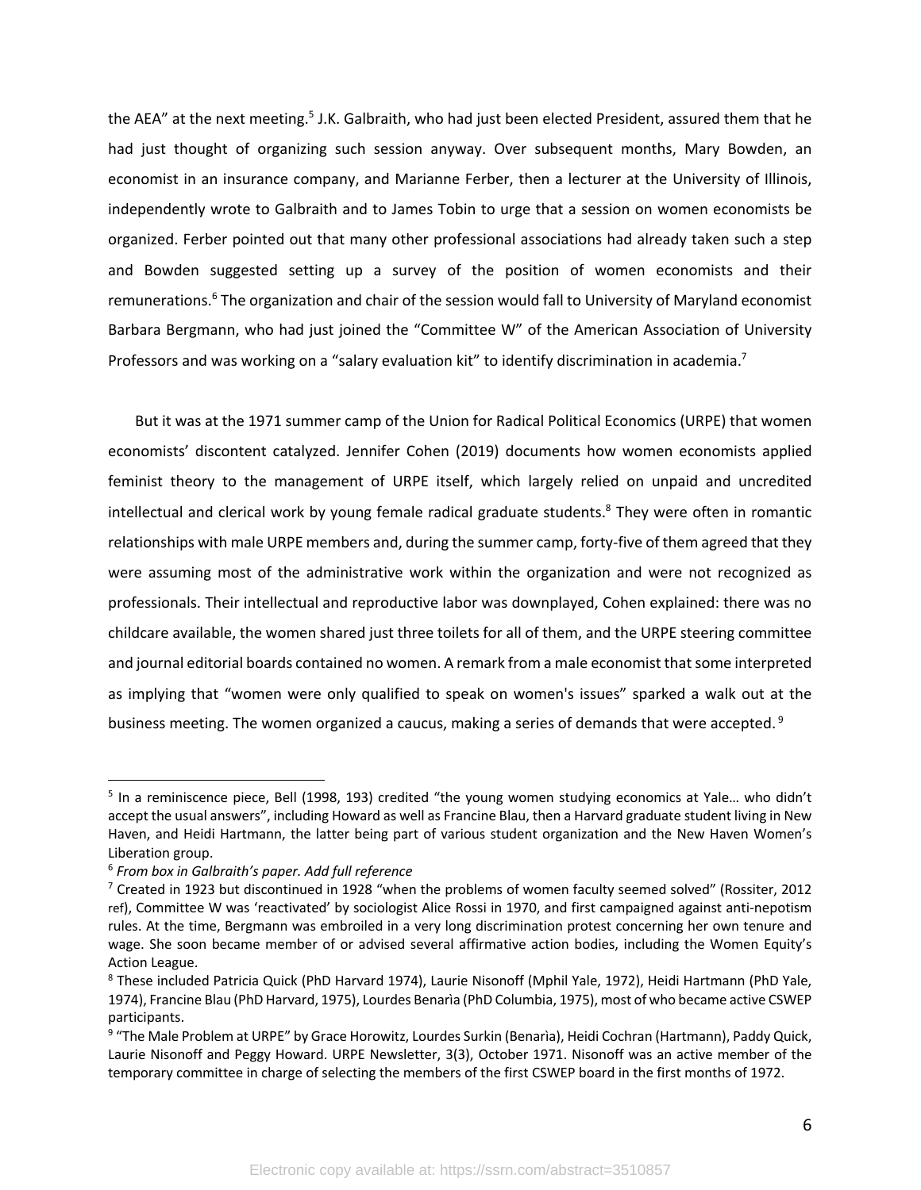the AEA" at the next meeting.[5] J.K. Galbraith, who had just been elected President, assured them that he had just thought of organizing such session anyway. Over subsequent months, Mary Bowden, an economist in an insurance company, and Marianne Ferber, then a lecturer at the University of Illinois, independently wrote to Galbraith and to James Tobin to urge that a session on women economists be organized. Ferber pointed out that many other professional associations had already taken such a step and Bowden suggested setting up a survey of the position of women economists and their remunerations.[6] The organization and chair of the session would fall to University of Maryland economist Barbara Bergmann, who had just joined the "Committee W" of the American Association of University Professors and was working on a "salary evaluation kit" to identify discrimination in academia.[7]

But it was at the 1971 summer camp of the Union for Radical Political Economics (URPE) that women economists' discontent catalyzed. Jennifer Cohen (2019) documents how women economists applied feminist theory to the management of URPE itself, which largely relied on unpaid and uncredited intellectual and clerical work by young female radical graduate students.[8] They were often in romantic relationships with male URPE members and, during the summer camp, forty-five of them agreed that they were assuming most of the administrative work within the organization and were not recognized as professionals. Their intellectual and reproductive labor was downplayed, Cohen explained: there was no childcare available, the women shared just three toilets for all of them, and the URPE steering committee and journal editorial boards contained no women. A remark from a male economist that some interpreted as implying that "women were only qualified to speak on women's issues" sparked a walk out at the business meeting. The women organized a caucus, making a series of demands that were accepted.[9]

---

[5] In a reminiscence piece, Bell (1998, 193) credited "the young women studying economics at Yale… who didn't accept the usual answers", including Howard as well as Francine Blau, then a Harvard graduate student living in New Haven, and Heidi Hartmann, the latter being part of various student organization and the New Haven Women's Liberation group.

[6] *From box in Galbraith's paper. Add full reference*

[7] Created in 1923 but discontinued in 1928 "when the problems of women faculty seemed solved" (Rossiter, 2012 ref), Committee W was 'reactivated' by sociologist Alice Rossi in 1970, and first campaigned against anti-nepotism rules. At the time, Bergmann was embroiled in a very long discrimination protest concerning her own tenure and wage. She soon became member of or advised several affirmative action bodies, including the Women Equity's Action League.

[8] These included Patricia Quick (PhD Harvard 1974), Laurie Nisonoff (Mphil Yale, 1972), Heidi Hartmann (PhD Yale, 1974), Francine Blau (PhD Harvard, 1975), Lourdes Benarìa (PhD Columbia, 1975), most of who became active CSWEP participants.

[9] "The Male Problem at URPE" by Grace Horowitz, Lourdes Surkin (Benarìa), Heidi Cochran (Hartmann), Paddy Quick, Laurie Nisonoff and Peggy Howard. URPE Newsletter, 3(3), October 1971. Nisonoff was an active member of the temporary committee in charge of selecting the members of the first CSWEP board in the first months of 1972.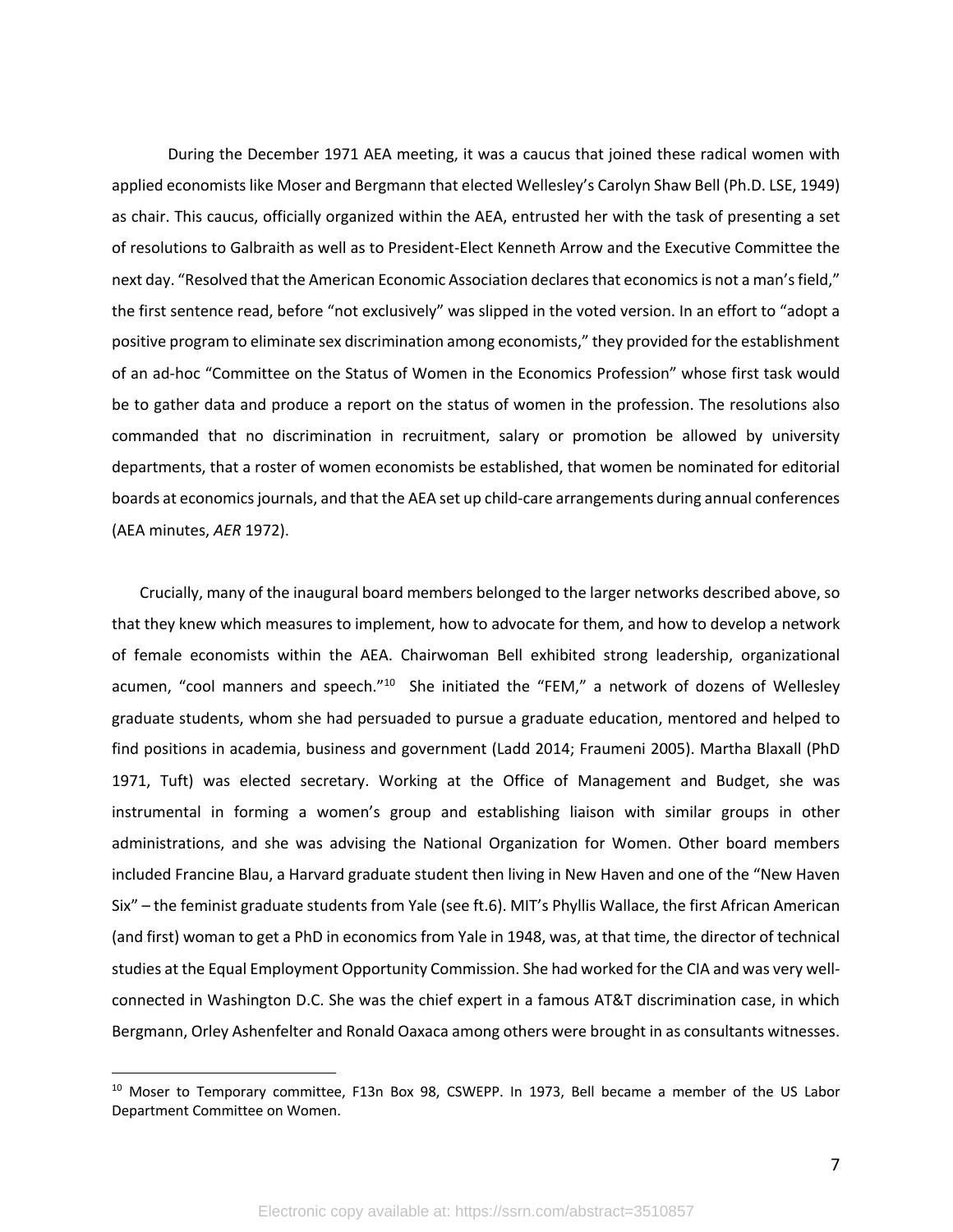During the December 1971 AEA meeting, it was a caucus that joined these radical women with applied economists like Moser and Bergmann that elected Wellesley's Carolyn Shaw Bell (Ph.D. LSE, 1949) as chair. This caucus, officially organized within the AEA, entrusted her with the task of presenting a set of resolutions to Galbraith as well as to President-Elect Kenneth Arrow and the Executive Committee the next day. "Resolved that the American Economic Association declares that economics is not a man's field," the first sentence read, before "not exclusively" was slipped in the voted version. In an effort to "adopt a positive program to eliminate sex discrimination among economists," they provided for the establishment of an ad-hoc "Committee on the Status of Women in the Economics Profession" whose first task would be to gather data and produce a report on the status of women in the profession. The resolutions also commanded that no discrimination in recruitment, salary or promotion be allowed by university departments, that a roster of women economists be established, that women be nominated for editorial boards at economics journals, and that the AEA set up child-care arrangements during annual conferences (AEA minutes, *AER* 1972).

Crucially, many of the inaugural board members belonged to the larger networks described above, so that they knew which measures to implement, how to advocate for them, and how to develop a network of female economists within the AEA. Chairwoman Bell exhibited strong leadership, organizational acumen, "cool manners and speech."[10] She initiated the "FEM," a network of dozens of Wellesley graduate students, whom she had persuaded to pursue a graduate education, mentored and helped to find positions in academia, business and government (Ladd 2014; Fraumeni 2005). Martha Blaxall (PhD 1971, Tuft) was elected secretary. Working at the Office of Management and Budget, she was instrumental in forming a women's group and establishing liaison with similar groups in other administrations, and she was advising the National Organization for Women. Other board members included Francine Blau, a Harvard graduate student then living in New Haven and one of the "New Haven Six" – the feminist graduate students from Yale (see ft.6). MIT's Phyllis Wallace, the first African American (and first) woman to get a PhD in economics from Yale in 1948, was, at that time, the director of technical studies at the Equal Employment Opportunity Commission. She had worked for the CIA and was very well-connected in Washington D.C. She was the chief expert in a famous AT&T discrimination case, in which Bergmann, Orley Ashenfelter and Ronald Oaxaca among others were brought in as consultants witnesses.

[10] Moser to Temporary committee, F13n Box 98, CSWEPP. In 1973, Bell became a member of the US Labor Department Committee on Women.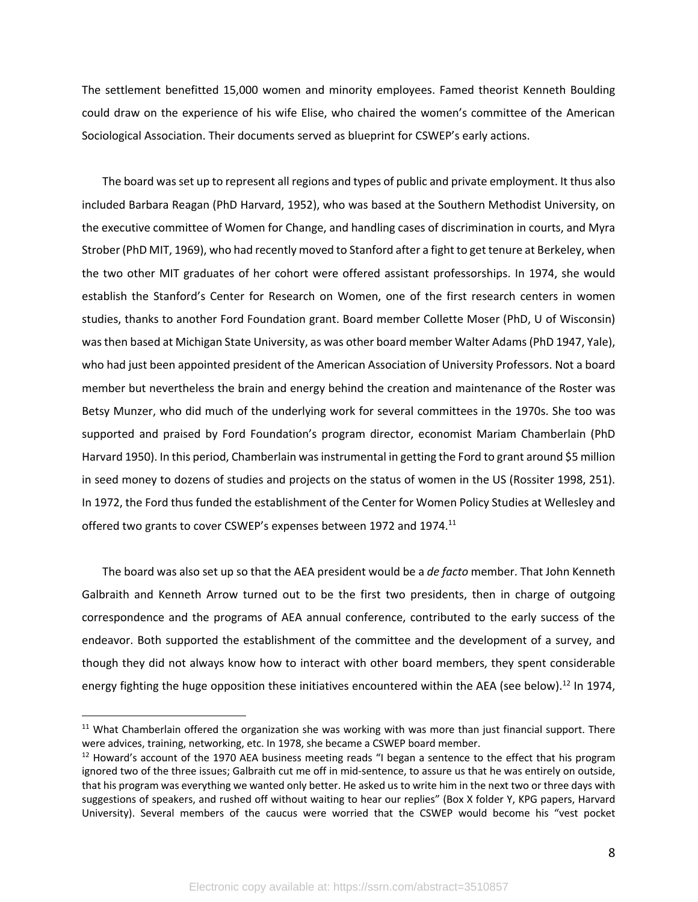The settlement benefitted 15,000 women and minority employees. Famed theorist Kenneth Boulding could draw on the experience of his wife Elise, who chaired the women's committee of the American Sociological Association. Their documents served as blueprint for CSWEP's early actions.

The board was set up to represent all regions and types of public and private employment. It thus also included Barbara Reagan (PhD Harvard, 1952), who was based at the Southern Methodist University, on the executive committee of Women for Change, and handling cases of discrimination in courts, and Myra Strober (PhD MIT, 1969), who had recently moved to Stanford after a fight to get tenure at Berkeley, when the two other MIT graduates of her cohort were offered assistant professorships. In 1974, she would establish the Stanford's Center for Research on Women, one of the first research centers in women studies, thanks to another Ford Foundation grant. Board member Collette Moser (PhD, U of Wisconsin) was then based at Michigan State University, as was other board member Walter Adams (PhD 1947, Yale), who had just been appointed president of the American Association of University Professors. Not a board member but nevertheless the brain and energy behind the creation and maintenance of the Roster was Betsy Munzer, who did much of the underlying work for several committees in the 1970s. She too was supported and praised by Ford Foundation's program director, economist Mariam Chamberlain (PhD Harvard 1950). In this period, Chamberlain was instrumental in getting the Ford to grant around $5 million in seed money to dozens of studies and projects on the status of women in the US (Rossiter 1998, 251). In 1972, the Ford thus funded the establishment of the Center for Women Policy Studies at Wellesley and offered two grants to cover CSWEP's expenses between 1972 and 1974.[11]

The board was also set up so that the AEA president would be a *de facto* member. That John Kenneth Galbraith and Kenneth Arrow turned out to be the first two presidents, then in charge of outgoing correspondence and the programs of AEA annual conference, contributed to the early success of the endeavor. Both supported the establishment of the committee and the development of a survey, and though they did not always know how to interact with other board members, they spent considerable energy fighting the huge opposition these initiatives encountered within the AEA (see below).[12] In 1974,

---

[11] What Chamberlain offered the organization she was working with was more than just financial support. There were advices, training, networking, etc. In 1978, she became a CSWEP board member.

[12] Howard's account of the 1970 AEA business meeting reads "I began a sentence to the effect that his program ignored two of the three issues; Galbraith cut me off in mid-sentence, to assure us that he was entirely on outside, that his program was everything we wanted only better. He asked us to write him in the next two or three days with suggestions of speakers, and rushed off without waiting to hear our replies" (Box X folder Y, KPG papers, Harvard University). Several members of the caucus were worried that the CSWEP would become his "vest pocket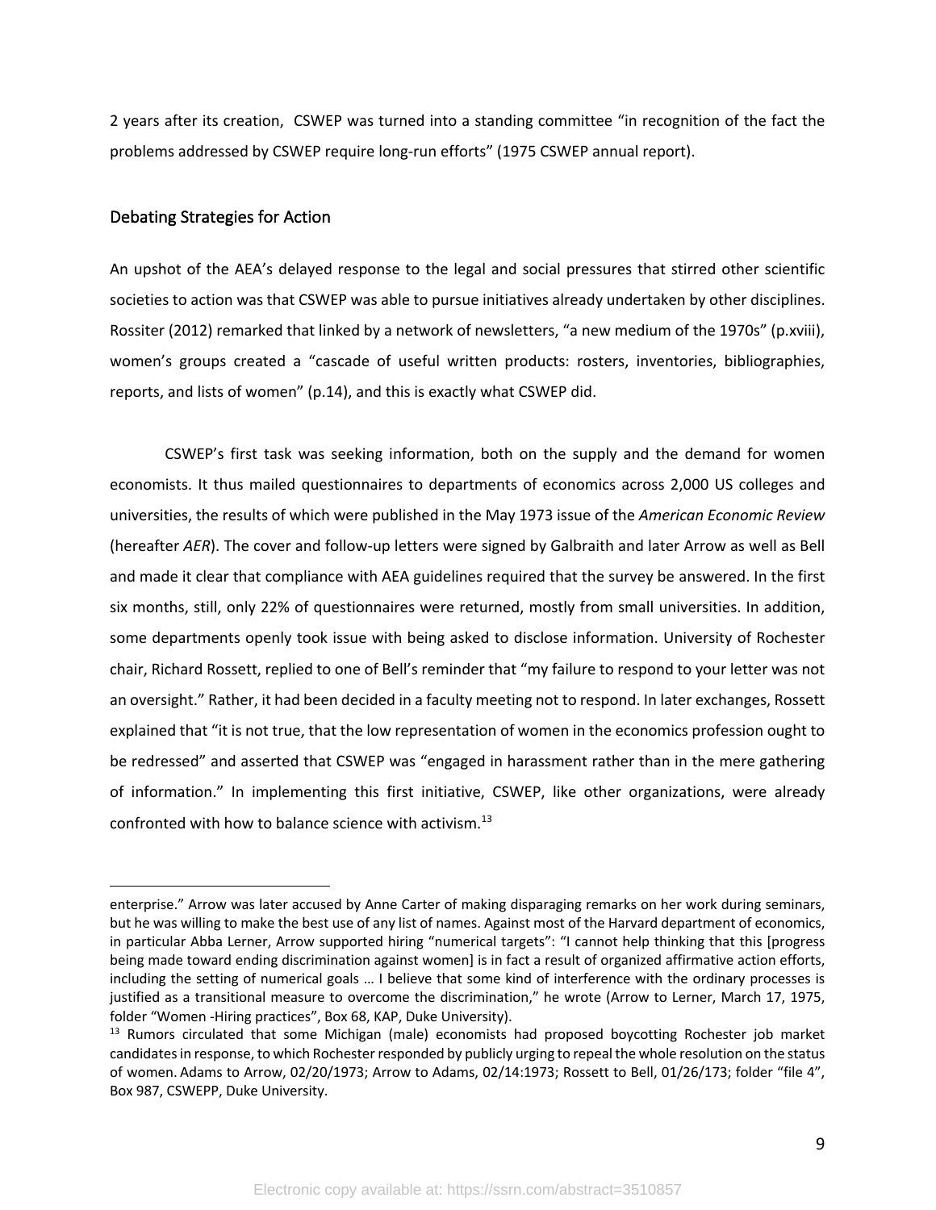2 years after its creation, CSWEP was turned into a standing committee "in recognition of the fact the problems addressed by CSWEP require long-run efforts" (1975 CSWEP annual report).

## Debating Strategies for Action

An upshot of the AEA's delayed response to the legal and social pressures that stirred other scientific societies to action was that CSWEP was able to pursue initiatives already undertaken by other disciplines. Rossiter (2012) remarked that linked by a network of newsletters, "a new medium of the 1970s" (p.xviii), women's groups created a "cascade of useful written products: rosters, inventories, bibliographies, reports, and lists of women" (p.14), and this is exactly what CSWEP did.

CSWEP's first task was seeking information, both on the supply and the demand for women economists. It thus mailed questionnaires to departments of economics across 2,000 US colleges and universities, the results of which were published in the May 1973 issue of the *American Economic Review* (hereafter *AER*). The cover and follow-up letters were signed by Galbraith and later Arrow as well as Bell and made it clear that compliance with AEA guidelines required that the survey be answered. In the first six months, still, only 22% of questionnaires were returned, mostly from small universities. In addition, some departments openly took issue with being asked to disclose information. University of Rochester chair, Richard Rossett, replied to one of Bell's reminder that "my failure to respond to your letter was not an oversight." Rather, it had been decided in a faculty meeting not to respond. In later exchanges, Rossett explained that "it is not true, that the low representation of women in the economics profession ought to be redressed" and asserted that CSWEP was "engaged in harassment rather than in the mere gathering of information." In implementing this first initiative, CSWEP, like other organizations, were already confronted with how to balance science with activism.[13]

---

enterprise." Arrow was later accused by Anne Carter of making disparaging remarks on her work during seminars, but he was willing to make the best use of any list of names. Against most of the Harvard department of economics, in particular Abba Lerner, Arrow supported hiring "numerical targets": "I cannot help thinking that this [progress being made toward ending discrimination against women] is in fact a result of organized affirmative action efforts, including the setting of numerical goals … I believe that some kind of interference with the ordinary processes is justified as a transitional measure to overcome the discrimination," he wrote (Arrow to Lerner, March 17, 1975, folder "Women -Hiring practices", Box 68, KAP, Duke University).

[13] Rumors circulated that some Michigan (male) economists had proposed boycotting Rochester job market candidates in response, to which Rochester responded by publicly urging to repeal the whole resolution on the status of women. Adams to Arrow, 02/20/1973; Arrow to Adams, 02/14:1973; Rossett to Bell, 01/26/173; folder "file 4", Box 987, CSWEPP, Duke University.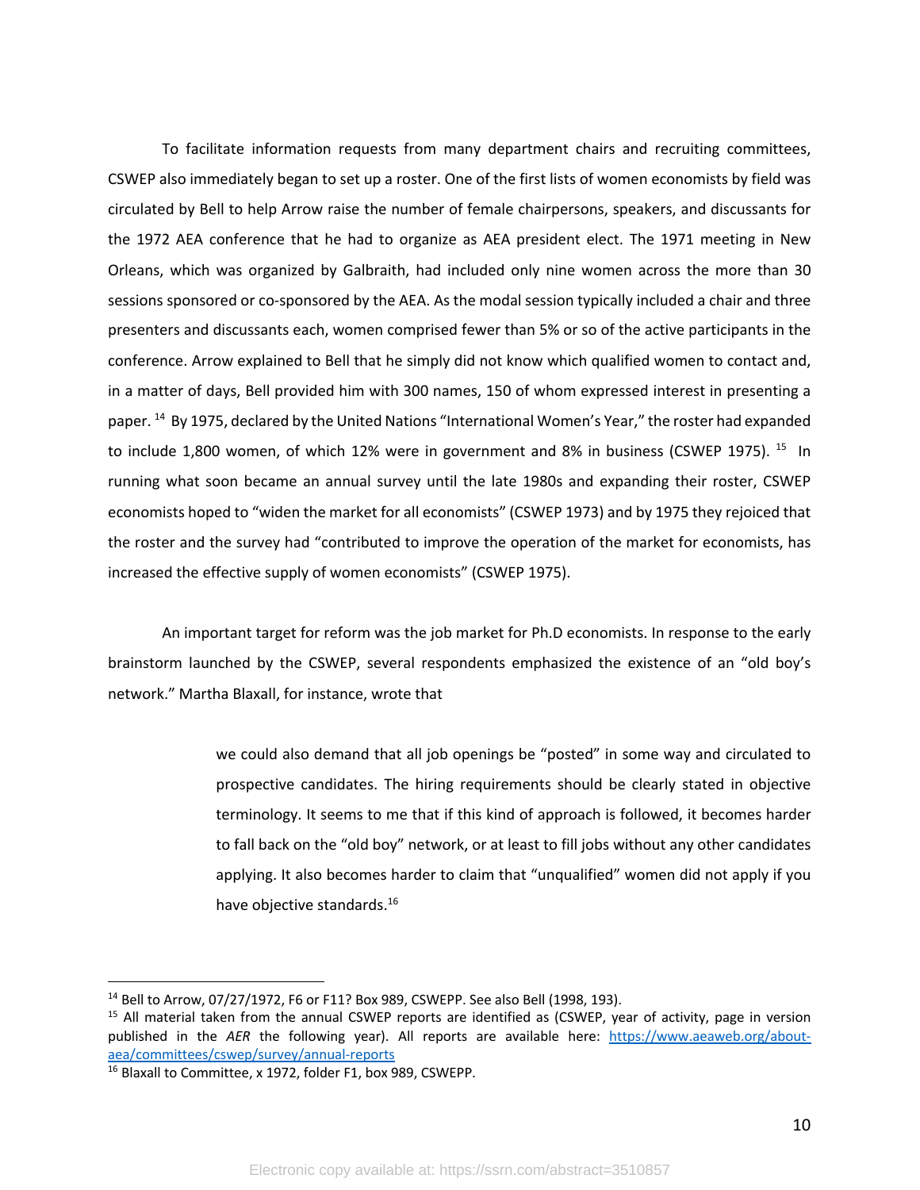To facilitate information requests from many department chairs and recruiting committees, CSWEP also immediately began to set up a roster. One of the first lists of women economists by field was circulated by Bell to help Arrow raise the number of female chairpersons, speakers, and discussants for the 1972 AEA conference that he had to organize as AEA president elect. The 1971 meeting in New Orleans, which was organized by Galbraith, had included only nine women across the more than 30 sessions sponsored or co-sponsored by the AEA. As the modal session typically included a chair and three presenters and discussants each, women comprised fewer than 5% or so of the active participants in the conference. Arrow explained to Bell that he simply did not know which qualified women to contact and, in a matter of days, Bell provided him with 300 names, 150 of whom expressed interest in presenting a paper. [14] By 1975, declared by the United Nations "International Women's Year," the roster had expanded to include 1,800 women, of which 12% were in government and 8% in business (CSWEP 1975). [15] In running what soon became an annual survey until the late 1980s and expanding their roster, CSWEP economists hoped to "widen the market for all economists" (CSWEP 1973) and by 1975 they rejoiced that the roster and the survey had "contributed to improve the operation of the market for economists, has increased the effective supply of women economists" (CSWEP 1975).

An important target for reform was the job market for Ph.D economists. In response to the early brainstorm launched by the CSWEP, several respondents emphasized the existence of an "old boy's network." Martha Blaxall, for instance, wrote that

> we could also demand that all job openings be "posted" in some way and circulated to prospective candidates. The hiring requirements should be clearly stated in objective terminology. It seems to me that if this kind of approach is followed, it becomes harder to fall back on the "old boy" network, or at least to fill jobs without any other candidates applying. It also becomes harder to claim that "unqualified" women did not apply if you have objective standards.[16]

---

[14] Bell to Arrow, 07/27/1972, F6 or F11? Box 989, CSWEPP. See also Bell (1998, 193).

[15] All material taken from the annual CSWEP reports are identified as (CSWEP, year of activity, page in version published in the *AER* the following year). All reports are available here: https://www.aeaweb.org/about-aea/committees/cswep/survey/annual-reports

[16] Blaxall to Committee, x 1972, folder F1, box 989, CSWEPP.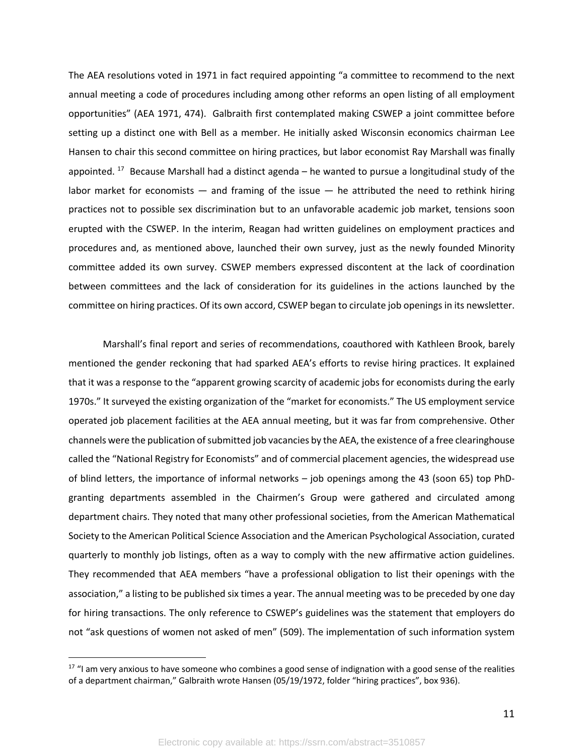The AEA resolutions voted in 1971 in fact required appointing "a committee to recommend to the next annual meeting a code of procedures including among other reforms an open listing of all employment opportunities" (AEA 1971, 474). Galbraith first contemplated making CSWEP a joint committee before setting up a distinct one with Bell as a member. He initially asked Wisconsin economics chairman Lee Hansen to chair this second committee on hiring practices, but labor economist Ray Marshall was finally appointed.[17] Because Marshall had a distinct agenda – he wanted to pursue a longitudinal study of the labor market for economists — and framing of the issue — he attributed the need to rethink hiring practices not to possible sex discrimination but to an unfavorable academic job market, tensions soon erupted with the CSWEP. In the interim, Reagan had written guidelines on employment practices and procedures and, as mentioned above, launched their own survey, just as the newly founded Minority committee added its own survey. CSWEP members expressed discontent at the lack of coordination between committees and the lack of consideration for its guidelines in the actions launched by the committee on hiring practices. Of its own accord, CSWEP began to circulate job openings in its newsletter.

Marshall's final report and series of recommendations, coauthored with Kathleen Brook, barely mentioned the gender reckoning that had sparked AEA's efforts to revise hiring practices. It explained that it was a response to the "apparent growing scarcity of academic jobs for economists during the early 1970s." It surveyed the existing organization of the "market for economists." The US employment service operated job placement facilities at the AEA annual meeting, but it was far from comprehensive. Other channels were the publication of submitted job vacancies by the AEA, the existence of a free clearinghouse called the "National Registry for Economists" and of commercial placement agencies, the widespread use of blind letters, the importance of informal networks – job openings among the 43 (soon 65) top PhD-granting departments assembled in the Chairmen's Group were gathered and circulated among department chairs. They noted that many other professional societies, from the American Mathematical Society to the American Political Science Association and the American Psychological Association, curated quarterly to monthly job listings, often as a way to comply with the new affirmative action guidelines. They recommended that AEA members "have a professional obligation to list their openings with the association," a listing to be published six times a year. The annual meeting was to be preceded by one day for hiring transactions. The only reference to CSWEP's guidelines was the statement that employers do not "ask questions of women not asked of men" (509). The implementation of such information system

[17] "I am very anxious to have someone who combines a good sense of indignation with a good sense of the realities of a department chairman," Galbraith wrote Hansen (05/19/1972, folder "hiring practices", box 936).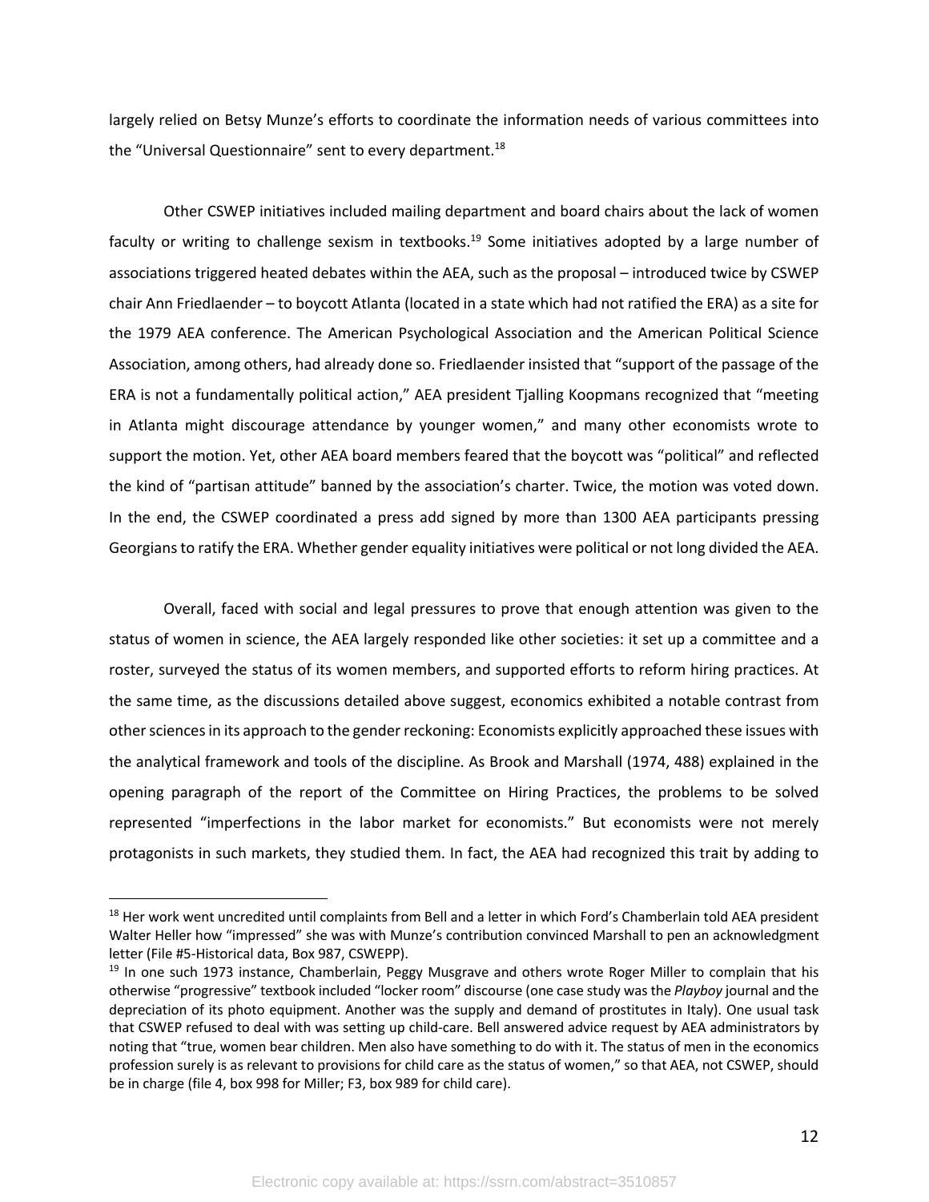largely relied on Betsy Munze's efforts to coordinate the information needs of various committees into the "Universal Questionnaire" sent to every department.[18]

Other CSWEP initiatives included mailing department and board chairs about the lack of women faculty or writing to challenge sexism in textbooks.[19] Some initiatives adopted by a large number of associations triggered heated debates within the AEA, such as the proposal – introduced twice by CSWEP chair Ann Friedlaender – to boycott Atlanta (located in a state which had not ratified the ERA) as a site for the 1979 AEA conference. The American Psychological Association and the American Political Science Association, among others, had already done so. Friedlaender insisted that "support of the passage of the ERA is not a fundamentally political action," AEA president Tjalling Koopmans recognized that "meeting in Atlanta might discourage attendance by younger women," and many other economists wrote to support the motion. Yet, other AEA board members feared that the boycott was "political" and reflected the kind of "partisan attitude" banned by the association's charter. Twice, the motion was voted down. In the end, the CSWEP coordinated a press add signed by more than 1300 AEA participants pressing Georgians to ratify the ERA. Whether gender equality initiatives were political or not long divided the AEA.

Overall, faced with social and legal pressures to prove that enough attention was given to the status of women in science, the AEA largely responded like other societies: it set up a committee and a roster, surveyed the status of its women members, and supported efforts to reform hiring practices. At the same time, as the discussions detailed above suggest, economics exhibited a notable contrast from other sciences in its approach to the gender reckoning: Economists explicitly approached these issues with the analytical framework and tools of the discipline. As Brook and Marshall (1974, 488) explained in the opening paragraph of the report of the Committee on Hiring Practices, the problems to be solved represented "imperfections in the labor market for economists." But economists were not merely protagonists in such markets, they studied them. In fact, the AEA had recognized this trait by adding to

---

[18] Her work went uncredited until complaints from Bell and a letter in which Ford's Chamberlain told AEA president Walter Heller how "impressed" she was with Munze's contribution convinced Marshall to pen an acknowledgment letter (File #5-Historical data, Box 987, CSWEPP).

[19] In one such 1973 instance, Chamberlain, Peggy Musgrave and others wrote Roger Miller to complain that his otherwise "progressive" textbook included "locker room" discourse (one case study was the *Playboy* journal and the depreciation of its photo equipment. Another was the supply and demand of prostitutes in Italy). One usual task that CSWEP refused to deal with was setting up child-care. Bell answered advice request by AEA administrators by noting that "true, women bear children. Men also have something to do with it. The status of men in the economics profession surely is as relevant to provisions for child care as the status of women," so that AEA, not CSWEP, should be in charge (file 4, box 998 for Miller; F3, box 989 for child care).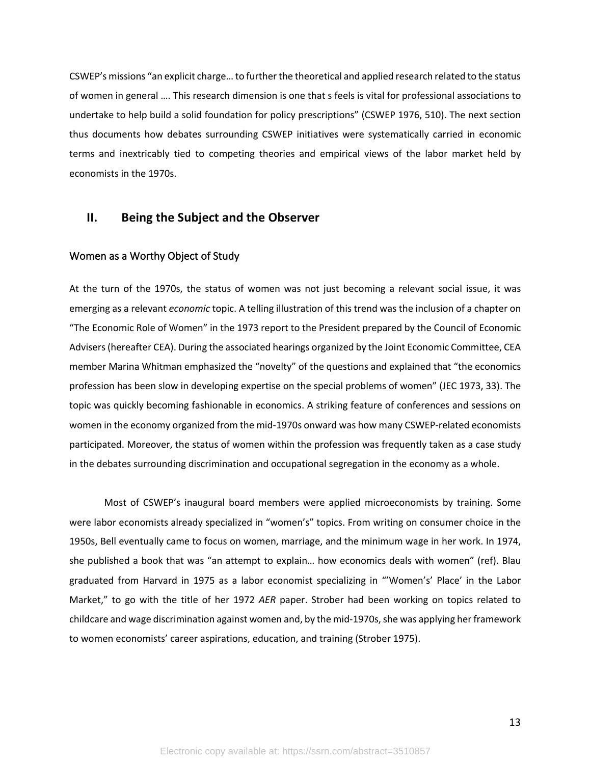CSWEP's missions "an explicit charge… to further the theoretical and applied research related to the status of women in general …. This research dimension is one that s feels is vital for professional associations to undertake to help build a solid foundation for policy prescriptions" (CSWEP 1976, 510). The next section thus documents how debates surrounding CSWEP initiatives were systematically carried in economic terms and inextricably tied to competing theories and empirical views of the labor market held by economists in the 1970s.

## II. Being the Subject and the Observer

### Women as a Worthy Object of Study

At the turn of the 1970s, the status of women was not just becoming a relevant social issue, it was emerging as a relevant *economic* topic. A telling illustration of this trend was the inclusion of a chapter on "The Economic Role of Women" in the 1973 report to the President prepared by the Council of Economic Advisers (hereafter CEA). During the associated hearings organized by the Joint Economic Committee, CEA member Marina Whitman emphasized the "novelty" of the questions and explained that "the economics profession has been slow in developing expertise on the special problems of women" (JEC 1973, 33). The topic was quickly becoming fashionable in economics. A striking feature of conferences and sessions on women in the economy organized from the mid-1970s onward was how many CSWEP-related economists participated. Moreover, the status of women within the profession was frequently taken as a case study in the debates surrounding discrimination and occupational segregation in the economy as a whole.

Most of CSWEP's inaugural board members were applied microeconomists by training. Some were labor economists already specialized in "women's" topics. From writing on consumer choice in the 1950s, Bell eventually came to focus on women, marriage, and the minimum wage in her work. In 1974, she published a book that was "an attempt to explain… how economics deals with women" (ref). Blau graduated from Harvard in 1975 as a labor economist specializing in "'Women's' Place' in the Labor Market," to go with the title of her 1972 *AER* paper. Strober had been working on topics related to childcare and wage discrimination against women and, by the mid-1970s, she was applying her framework to women economists' career aspirations, education, and training (Strober 1975).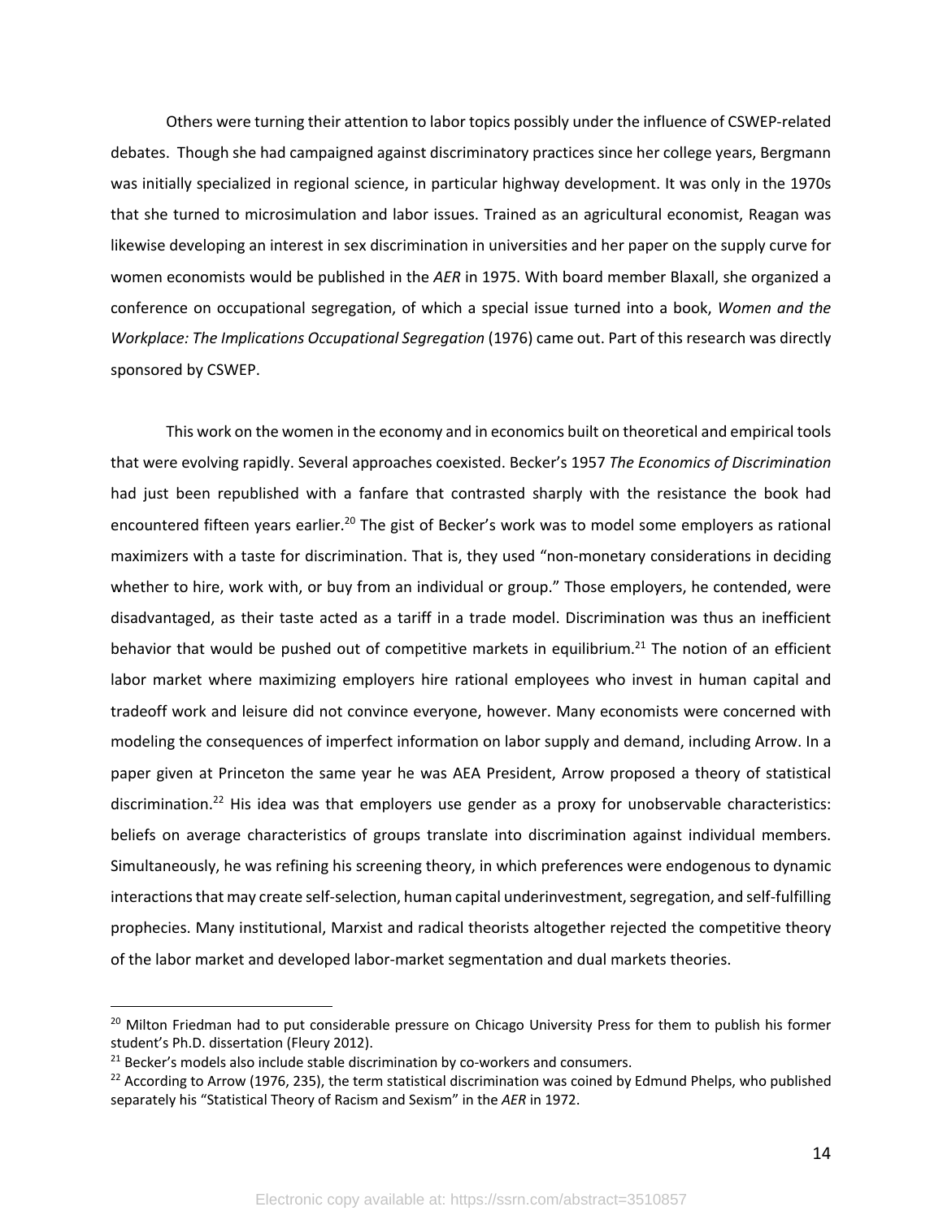Others were turning their attention to labor topics possibly under the influence of CSWEP-related debates. Though she had campaigned against discriminatory practices since her college years, Bergmann was initially specialized in regional science, in particular highway development. It was only in the 1970s that she turned to microsimulation and labor issues. Trained as an agricultural economist, Reagan was likewise developing an interest in sex discrimination in universities and her paper on the supply curve for women economists would be published in the *AER* in 1975. With board member Blaxall, she organized a conference on occupational segregation, of which a special issue turned into a book, *Women and the Workplace: The Implications Occupational Segregation* (1976) came out. Part of this research was directly sponsored by CSWEP.

This work on the women in the economy and in economics built on theoretical and empirical tools that were evolving rapidly. Several approaches coexisted. Becker's 1957 *The Economics of Discrimination* had just been republished with a fanfare that contrasted sharply with the resistance the book had encountered fifteen years earlier.[20] The gist of Becker's work was to model some employers as rational maximizers with a taste for discrimination. That is, they used "non-monetary considerations in deciding whether to hire, work with, or buy from an individual or group." Those employers, he contended, were disadvantaged, as their taste acted as a tariff in a trade model. Discrimination was thus an inefficient behavior that would be pushed out of competitive markets in equilibrium.[21] The notion of an efficient labor market where maximizing employers hire rational employees who invest in human capital and tradeoff work and leisure did not convince everyone, however. Many economists were concerned with modeling the consequences of imperfect information on labor supply and demand, including Arrow. In a paper given at Princeton the same year he was AEA President, Arrow proposed a theory of statistical discrimination.[22] His idea was that employers use gender as a proxy for unobservable characteristics: beliefs on average characteristics of groups translate into discrimination against individual members. Simultaneously, he was refining his screening theory, in which preferences were endogenous to dynamic interactions that may create self-selection, human capital underinvestment, segregation, and self-fulfilling prophecies. Many institutional, Marxist and radical theorists altogether rejected the competitive theory of the labor market and developed labor-market segmentation and dual markets theories.

---

[20] Milton Friedman had to put considerable pressure on Chicago University Press for them to publish his former student's Ph.D. dissertation (Fleury 2012).

[21] Becker's models also include stable discrimination by co-workers and consumers.

[22] According to Arrow (1976, 235), the term statistical discrimination was coined by Edmund Phelps, who published separately his "Statistical Theory of Racism and Sexism" in the *AER* in 1972.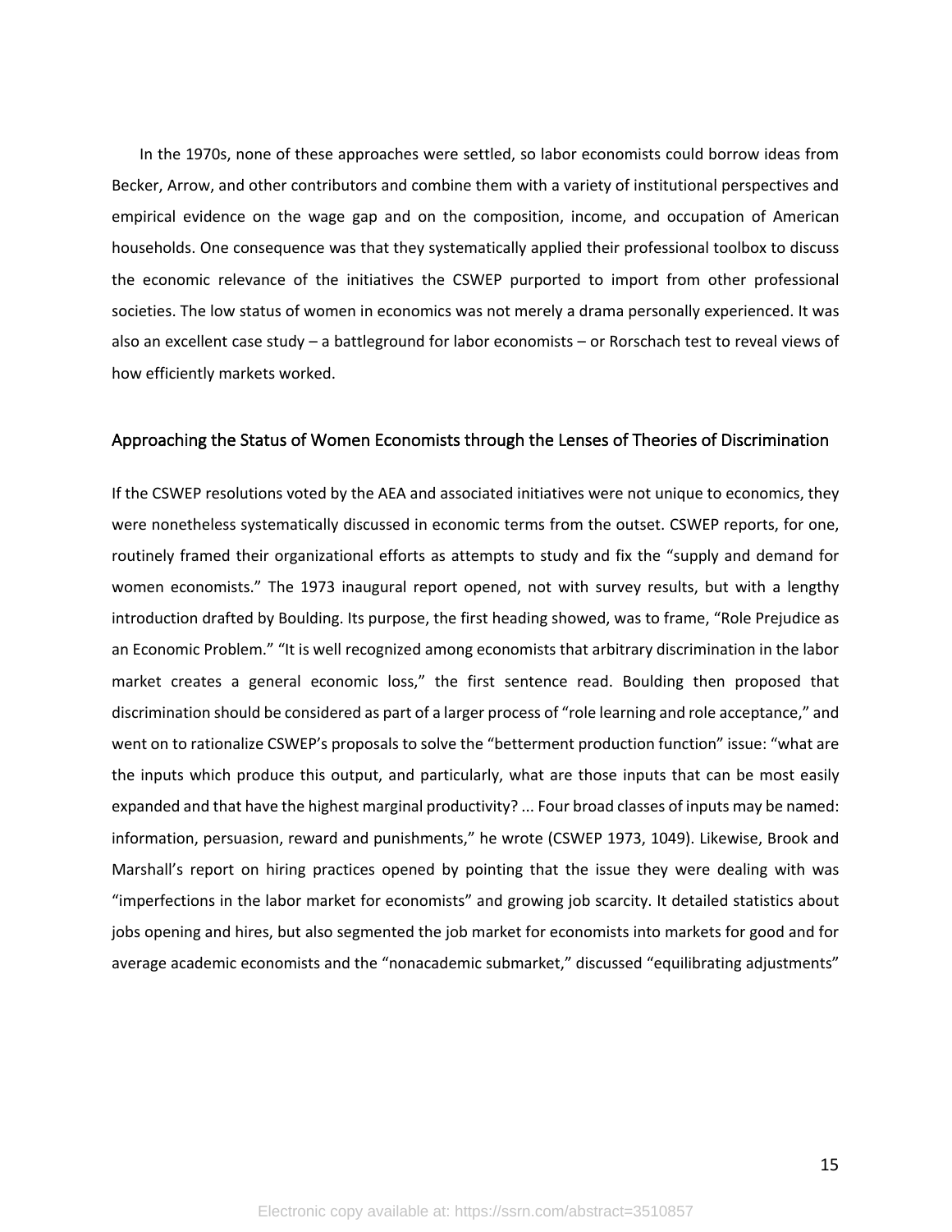In the 1970s, none of these approaches were settled, so labor economists could borrow ideas from Becker, Arrow, and other contributors and combine them with a variety of institutional perspectives and empirical evidence on the wage gap and on the composition, income, and occupation of American households. One consequence was that they systematically applied their professional toolbox to discuss the economic relevance of the initiatives the CSWEP purported to import from other professional societies. The low status of women in economics was not merely a drama personally experienced. It was also an excellent case study – a battleground for labor economists – or Rorschach test to reveal views of how efficiently markets worked.

## Approaching the Status of Women Economists through the Lenses of Theories of Discrimination

If the CSWEP resolutions voted by the AEA and associated initiatives were not unique to economics, they were nonetheless systematically discussed in economic terms from the outset. CSWEP reports, for one, routinely framed their organizational efforts as attempts to study and fix the "supply and demand for women economists." The 1973 inaugural report opened, not with survey results, but with a lengthy introduction drafted by Boulding. Its purpose, the first heading showed, was to frame, "Role Prejudice as an Economic Problem." "It is well recognized among economists that arbitrary discrimination in the labor market creates a general economic loss," the first sentence read. Boulding then proposed that discrimination should be considered as part of a larger process of "role learning and role acceptance," and went on to rationalize CSWEP's proposals to solve the "betterment production function" issue: "what are the inputs which produce this output, and particularly, what are those inputs that can be most easily expanded and that have the highest marginal productivity? ... Four broad classes of inputs may be named: information, persuasion, reward and punishments," he wrote (CSWEP 1973, 1049). Likewise, Brook and Marshall's report on hiring practices opened by pointing that the issue they were dealing with was "imperfections in the labor market for economists" and growing job scarcity. It detailed statistics about jobs opening and hires, but also segmented the job market for economists into markets for good and for average academic economists and the "nonacademic submarket," discussed "equilibrating adjustments"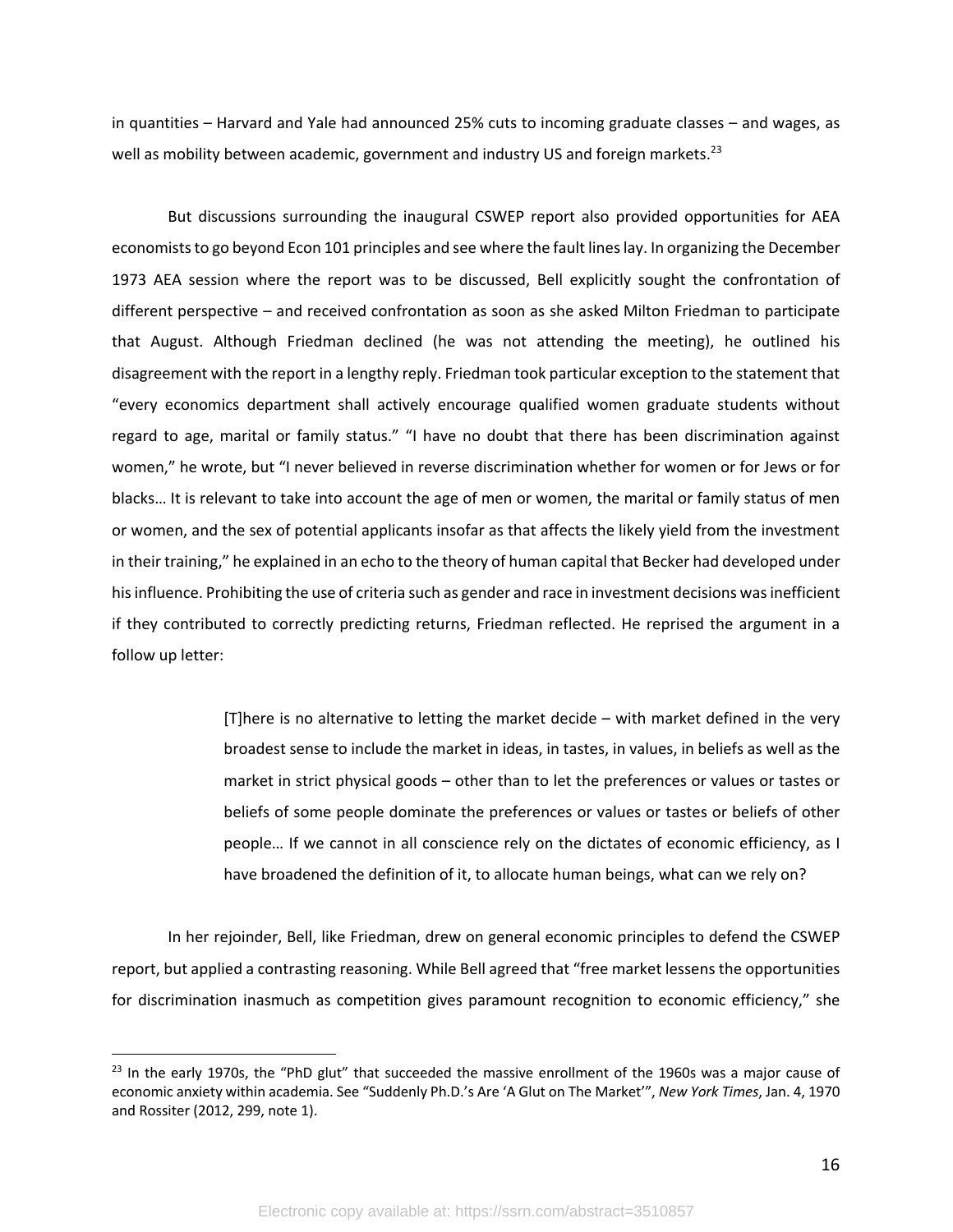in quantities – Harvard and Yale had announced 25% cuts to incoming graduate classes – and wages, as well as mobility between academic, government and industry US and foreign markets.[23]

But discussions surrounding the inaugural CSWEP report also provided opportunities for AEA economists to go beyond Econ 101 principles and see where the fault lines lay. In organizing the December 1973 AEA session where the report was to be discussed, Bell explicitly sought the confrontation of different perspective – and received confrontation as soon as she asked Milton Friedman to participate that August. Although Friedman declined (he was not attending the meeting), he outlined his disagreement with the report in a lengthy reply. Friedman took particular exception to the statement that "every economics department shall actively encourage qualified women graduate students without regard to age, marital or family status." "I have no doubt that there has been discrimination against women," he wrote, but "I never believed in reverse discrimination whether for women or for Jews or for blacks… It is relevant to take into account the age of men or women, the marital or family status of men or women, and the sex of potential applicants insofar as that affects the likely yield from the investment in their training," he explained in an echo to the theory of human capital that Becker had developed under his influence. Prohibiting the use of criteria such as gender and race in investment decisions was inefficient if they contributed to correctly predicting returns, Friedman reflected. He reprised the argument in a follow up letter:

> [T]here is no alternative to letting the market decide – with market defined in the very broadest sense to include the market in ideas, in tastes, in values, in beliefs as well as the market in strict physical goods – other than to let the preferences or values or tastes or beliefs of some people dominate the preferences or values or tastes or beliefs of other people… If we cannot in all conscience rely on the dictates of economic efficiency, as I have broadened the definition of it, to allocate human beings, what can we rely on?

In her rejoinder, Bell, like Friedman, drew on general economic principles to defend the CSWEP report, but applied a contrasting reasoning. While Bell agreed that "free market lessens the opportunities for discrimination inasmuch as competition gives paramount recognition to economic efficiency," she

---

[23] In the early 1970s, the "PhD glut" that succeeded the massive enrollment of the 1960s was a major cause of economic anxiety within academia. See "Suddenly Ph.D.'s Are 'A Glut on The Market'", *New York Times*, Jan. 4, 1970 and Rossiter (2012, 299, note 1).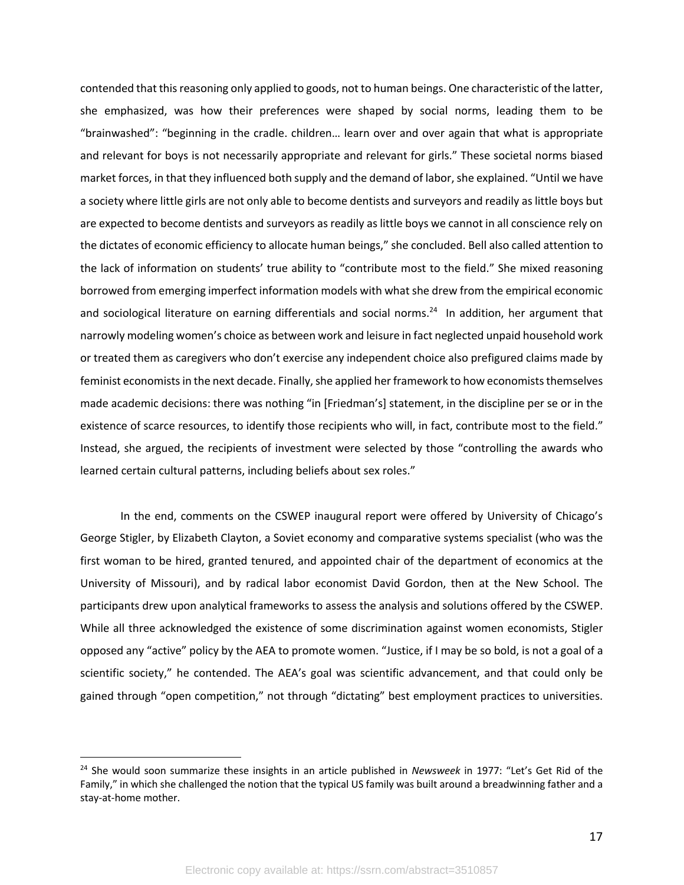contended that this reasoning only applied to goods, not to human beings. One characteristic of the latter, she emphasized, was how their preferences were shaped by social norms, leading them to be "brainwashed": "beginning in the cradle. children… learn over and over again that what is appropriate and relevant for boys is not necessarily appropriate and relevant for girls." These societal norms biased market forces, in that they influenced both supply and the demand of labor, she explained. "Until we have a society where little girls are not only able to become dentists and surveyors and readily as little boys but are expected to become dentists and surveyors as readily as little boys we cannot in all conscience rely on the dictates of economic efficiency to allocate human beings," she concluded. Bell also called attention to the lack of information on students' true ability to "contribute most to the field." She mixed reasoning borrowed from emerging imperfect information models with what she drew from the empirical economic and sociological literature on earning differentials and social norms.[24] In addition, her argument that narrowly modeling women's choice as between work and leisure in fact neglected unpaid household work or treated them as caregivers who don't exercise any independent choice also prefigured claims made by feminist economists in the next decade. Finally, she applied her framework to how economists themselves made academic decisions: there was nothing "in [Friedman's] statement, in the discipline per se or in the existence of scarce resources, to identify those recipients who will, in fact, contribute most to the field." Instead, she argued, the recipients of investment were selected by those "controlling the awards who learned certain cultural patterns, including beliefs about sex roles."

In the end, comments on the CSWEP inaugural report were offered by University of Chicago's George Stigler, by Elizabeth Clayton, a Soviet economy and comparative systems specialist (who was the first woman to be hired, granted tenured, and appointed chair of the department of economics at the University of Missouri), and by radical labor economist David Gordon, then at the New School. The participants drew upon analytical frameworks to assess the analysis and solutions offered by the CSWEP. While all three acknowledged the existence of some discrimination against women economists, Stigler opposed any "active" policy by the AEA to promote women. "Justice, if I may be so bold, is not a goal of a scientific society," he contended. The AEA's goal was scientific advancement, and that could only be gained through "open competition," not through "dictating" best employment practices to universities.

---

[24] She would soon summarize these insights in an article published in *Newsweek* in 1977: "Let's Get Rid of the Family," in which she challenged the notion that the typical US family was built around a breadwinning father and a stay-at-home mother.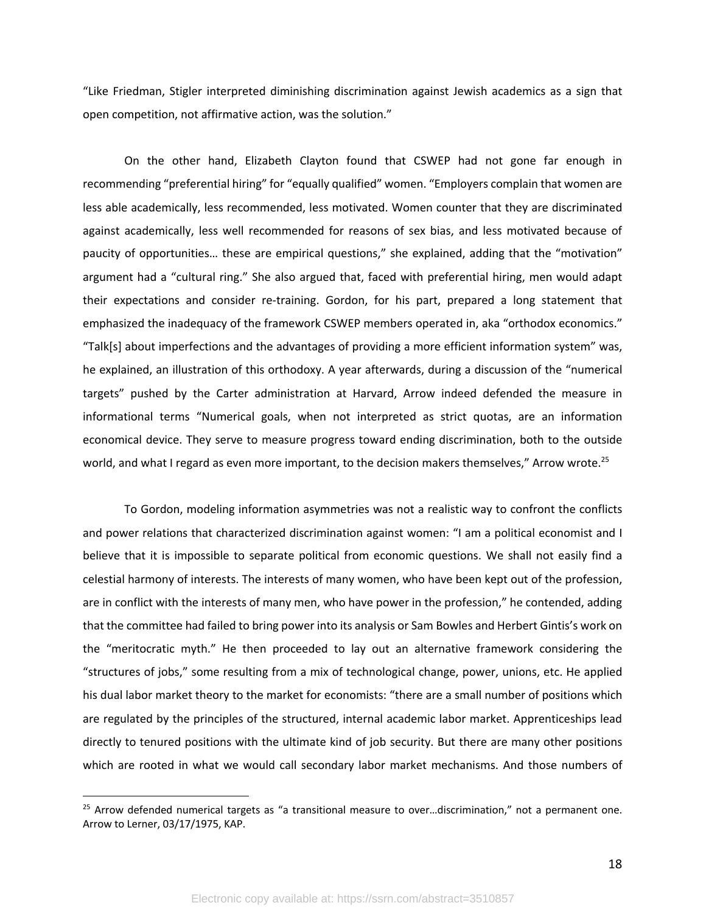"Like Friedman, Stigler interpreted diminishing discrimination against Jewish academics as a sign that open competition, not affirmative action, was the solution."

On the other hand, Elizabeth Clayton found that CSWEP had not gone far enough in recommending "preferential hiring" for "equally qualified" women. "Employers complain that women are less able academically, less recommended, less motivated. Women counter that they are discriminated against academically, less well recommended for reasons of sex bias, and less motivated because of paucity of opportunities… these are empirical questions," she explained, adding that the "motivation" argument had a "cultural ring." She also argued that, faced with preferential hiring, men would adapt their expectations and consider re-training. Gordon, for his part, prepared a long statement that emphasized the inadequacy of the framework CSWEP members operated in, aka "orthodox economics." "Talk[s] about imperfections and the advantages of providing a more efficient information system" was, he explained, an illustration of this orthodoxy. A year afterwards, during a discussion of the "numerical targets" pushed by the Carter administration at Harvard, Arrow indeed defended the measure in informational terms "Numerical goals, when not interpreted as strict quotas, are an information economical device. They serve to measure progress toward ending discrimination, both to the outside world, and what I regard as even more important, to the decision makers themselves," Arrow wrote.[25]

To Gordon, modeling information asymmetries was not a realistic way to confront the conflicts and power relations that characterized discrimination against women: "I am a political economist and I believe that it is impossible to separate political from economic questions. We shall not easily find a celestial harmony of interests. The interests of many women, who have been kept out of the profession, are in conflict with the interests of many men, who have power in the profession," he contended, adding that the committee had failed to bring power into its analysis or Sam Bowles and Herbert Gintis's work on the "meritocratic myth." He then proceeded to lay out an alternative framework considering the "structures of jobs," some resulting from a mix of technological change, power, unions, etc. He applied his dual labor market theory to the market for economists: "there are a small number of positions which are regulated by the principles of the structured, internal academic labor market. Apprenticeships lead directly to tenured positions with the ultimate kind of job security. But there are many other positions which are rooted in what we would call secondary labor market mechanisms. And those numbers of

---

[25] Arrow defended numerical targets as "a transitional measure to over…discrimination," not a permanent one. Arrow to Lerner, 03/17/1975, KAP.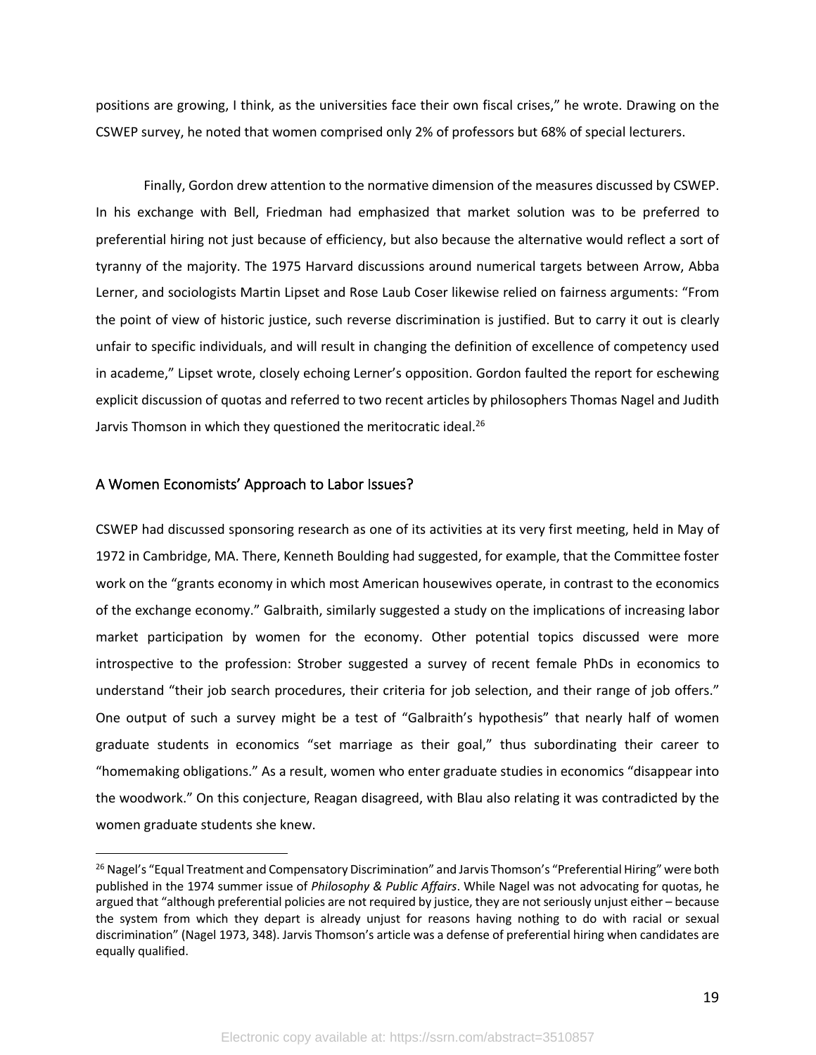positions are growing, I think, as the universities face their own fiscal crises," he wrote. Drawing on the CSWEP survey, he noted that women comprised only 2% of professors but 68% of special lecturers.

Finally, Gordon drew attention to the normative dimension of the measures discussed by CSWEP. In his exchange with Bell, Friedman had emphasized that market solution was to be preferred to preferential hiring not just because of efficiency, but also because the alternative would reflect a sort of tyranny of the majority. The 1975 Harvard discussions around numerical targets between Arrow, Abba Lerner, and sociologists Martin Lipset and Rose Laub Coser likewise relied on fairness arguments: "From the point of view of historic justice, such reverse discrimination is justified. But to carry it out is clearly unfair to specific individuals, and will result in changing the definition of excellence of competency used in academe," Lipset wrote, closely echoing Lerner's opposition. Gordon faulted the report for eschewing explicit discussion of quotas and referred to two recent articles by philosophers Thomas Nagel and Judith Jarvis Thomson in which they questioned the meritocratic ideal.[26]

## A Women Economists' Approach to Labor Issues?

CSWEP had discussed sponsoring research as one of its activities at its very first meeting, held in May of 1972 in Cambridge, MA. There, Kenneth Boulding had suggested, for example, that the Committee foster work on the "grants economy in which most American housewives operate, in contrast to the economics of the exchange economy." Galbraith, similarly suggested a study on the implications of increasing labor market participation by women for the economy. Other potential topics discussed were more introspective to the profession: Strober suggested a survey of recent female PhDs in economics to understand "their job search procedures, their criteria for job selection, and their range of job offers." One output of such a survey might be a test of "Galbraith's hypothesis" that nearly half of women graduate students in economics "set marriage as their goal," thus subordinating their career to "homemaking obligations." As a result, women who enter graduate studies in economics "disappear into the woodwork." On this conjecture, Reagan disagreed, with Blau also relating it was contradicted by the women graduate students she knew.

[26] Nagel's "Equal Treatment and Compensatory Discrimination" and Jarvis Thomson's "Preferential Hiring" were both published in the 1974 summer issue of *Philosophy & Public Affairs*. While Nagel was not advocating for quotas, he argued that "although preferential policies are not required by justice, they are not seriously unjust either – because the system from which they depart is already unjust for reasons having nothing to do with racial or sexual discrimination" (Nagel 1973, 348). Jarvis Thomson's article was a defense of preferential hiring when candidates are equally qualified.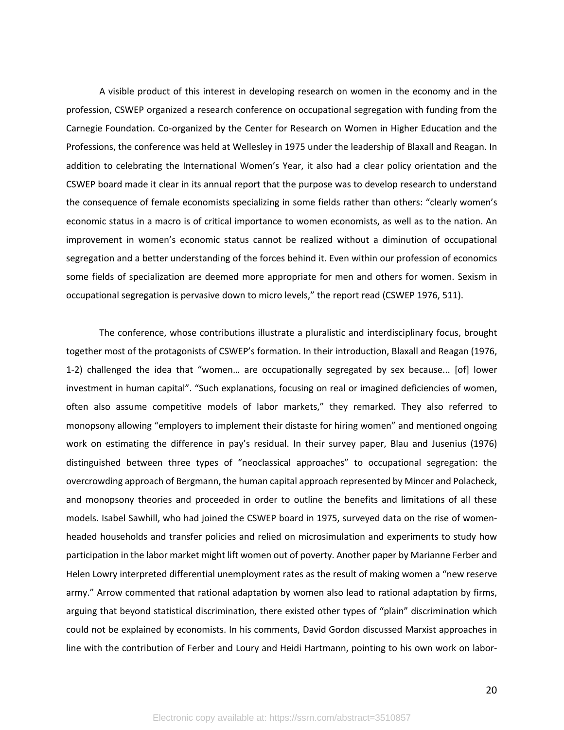A visible product of this interest in developing research on women in the economy and in the profession, CSWEP organized a research conference on occupational segregation with funding from the Carnegie Foundation. Co-organized by the Center for Research on Women in Higher Education and the Professions, the conference was held at Wellesley in 1975 under the leadership of Blaxall and Reagan. In addition to celebrating the International Women's Year, it also had a clear policy orientation and the CSWEP board made it clear in its annual report that the purpose was to develop research to understand the consequence of female economists specializing in some fields rather than others: "clearly women's economic status in a macro is of critical importance to women economists, as well as to the nation. An improvement in women's economic status cannot be realized without a diminution of occupational segregation and a better understanding of the forces behind it. Even within our profession of economics some fields of specialization are deemed more appropriate for men and others for women. Sexism in occupational segregation is pervasive down to micro levels," the report read (CSWEP 1976, 511).

The conference, whose contributions illustrate a pluralistic and interdisciplinary focus, brought together most of the protagonists of CSWEP's formation. In their introduction, Blaxall and Reagan (1976, 1-2) challenged the idea that "women… are occupationally segregated by sex because... [of] lower investment in human capital". "Such explanations, focusing on real or imagined deficiencies of women, often also assume competitive models of labor markets," they remarked. They also referred to monopsony allowing "employers to implement their distaste for hiring women" and mentioned ongoing work on estimating the difference in pay's residual. In their survey paper, Blau and Jusenius (1976) distinguished between three types of "neoclassical approaches" to occupational segregation: the overcrowding approach of Bergmann, the human capital approach represented by Mincer and Polacheck, and monopsony theories and proceeded in order to outline the benefits and limitations of all these models. Isabel Sawhill, who had joined the CSWEP board in 1975, surveyed data on the rise of women-headed households and transfer policies and relied on microsimulation and experiments to study how participation in the labor market might lift women out of poverty. Another paper by Marianne Ferber and Helen Lowry interpreted differential unemployment rates as the result of making women a "new reserve army." Arrow commented that rational adaptation by women also lead to rational adaptation by firms, arguing that beyond statistical discrimination, there existed other types of "plain" discrimination which could not be explained by economists. In his comments, David Gordon discussed Marxist approaches in line with the contribution of Ferber and Loury and Heidi Hartmann, pointing to his own work on labor-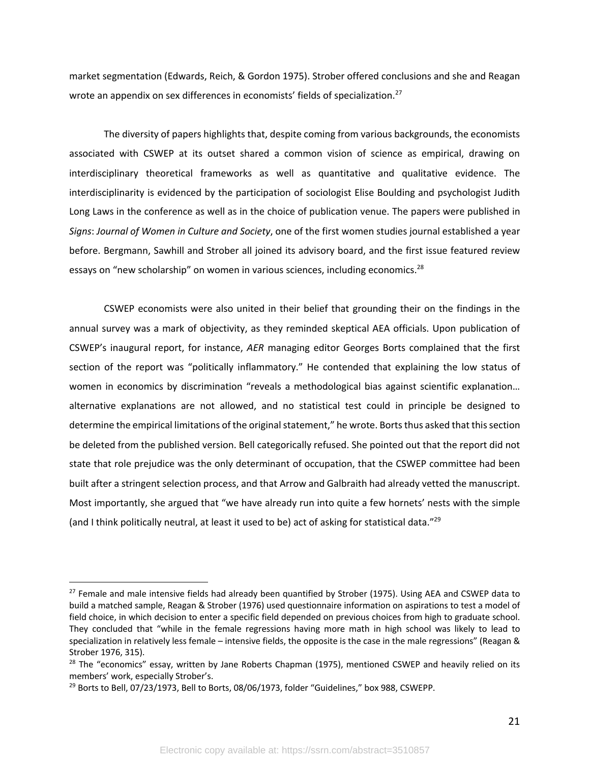market segmentation (Edwards, Reich, & Gordon 1975). Strober offered conclusions and she and Reagan wrote an appendix on sex differences in economists' fields of specialization.[27]

The diversity of papers highlights that, despite coming from various backgrounds, the economists associated with CSWEP at its outset shared a common vision of science as empirical, drawing on interdisciplinary theoretical frameworks as well as quantitative and qualitative evidence. The interdisciplinarity is evidenced by the participation of sociologist Elise Boulding and psychologist Judith Long Laws in the conference as well as in the choice of publication venue. The papers were published in *Signs*: *Journal of Women in Culture and Society*, one of the first women studies journal established a year before. Bergmann, Sawhill and Strober all joined its advisory board, and the first issue featured review essays on "new scholarship" on women in various sciences, including economics.[28]

CSWEP economists were also united in their belief that grounding their on the findings in the annual survey was a mark of objectivity, as they reminded skeptical AEA officials. Upon publication of CSWEP's inaugural report, for instance, *AER* managing editor Georges Borts complained that the first section of the report was "politically inflammatory." He contended that explaining the low status of women in economics by discrimination "reveals a methodological bias against scientific explanation… alternative explanations are not allowed, and no statistical test could in principle be designed to determine the empirical limitations of the original statement," he wrote. Borts thus asked that this section be deleted from the published version. Bell categorically refused. She pointed out that the report did not state that role prejudice was the only determinant of occupation, that the CSWEP committee had been built after a stringent selection process, and that Arrow and Galbraith had already vetted the manuscript. Most importantly, she argued that "we have already run into quite a few hornets' nests with the simple (and I think politically neutral, at least it used to be) act of asking for statistical data."[29]

---

[27] Female and male intensive fields had already been quantified by Strober (1975). Using AEA and CSWEP data to build a matched sample, Reagan & Strober (1976) used questionnaire information on aspirations to test a model of field choice, in which decision to enter a specific field depended on previous choices from high to graduate school. They concluded that "while in the female regressions having more math in high school was likely to lead to specialization in relatively less female – intensive fields, the opposite is the case in the male regressions" (Reagan & Strober 1976, 315).

[28] The "economics" essay, written by Jane Roberts Chapman (1975), mentioned CSWEP and heavily relied on its members' work, especially Strober's.

[29] Borts to Bell, 07/23/1973, Bell to Borts, 08/06/1973, folder "Guidelines," box 988, CSWEPP.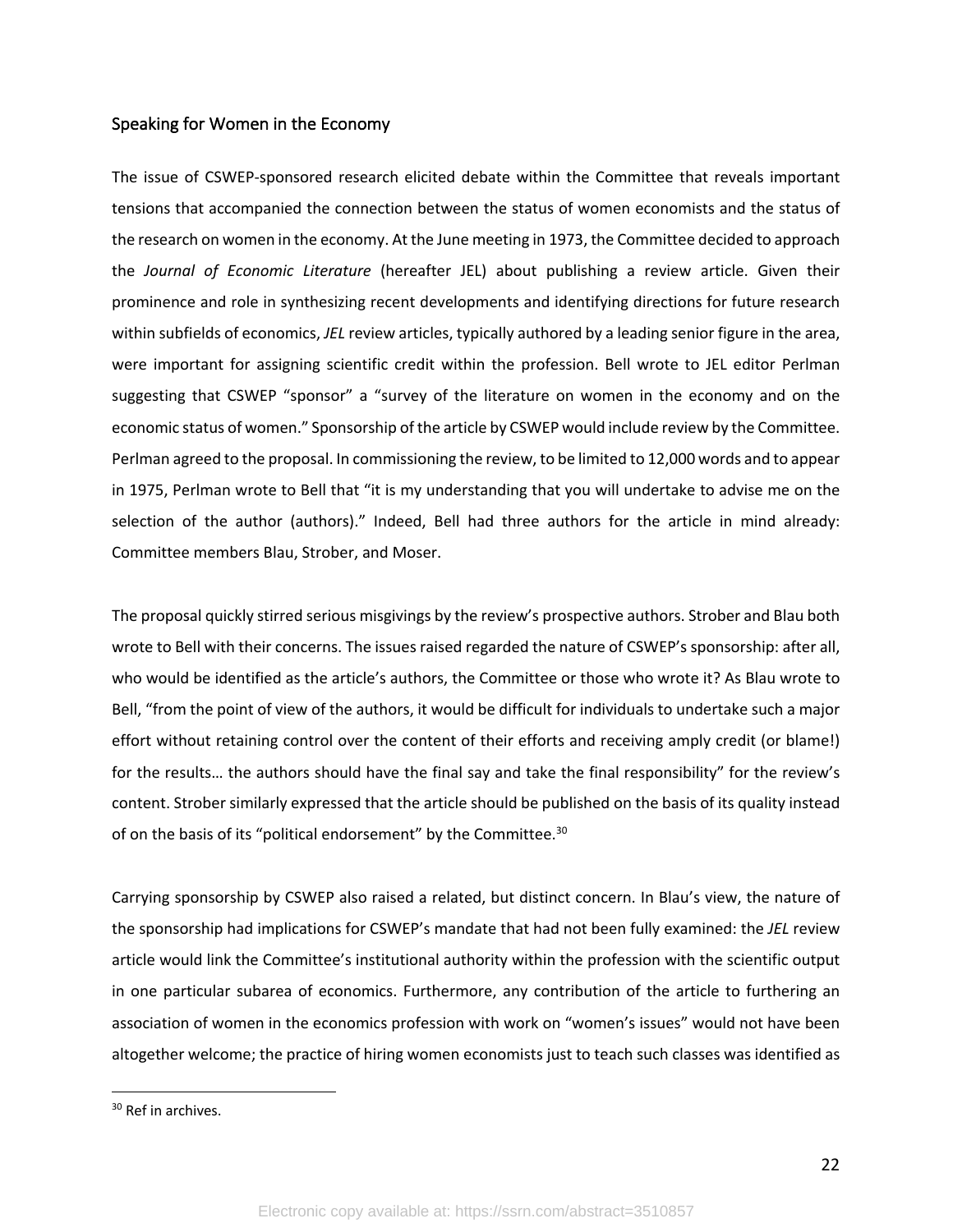## Speaking for Women in the Economy

The issue of CSWEP-sponsored research elicited debate within the Committee that reveals important tensions that accompanied the connection between the status of women economists and the status of the research on women in the economy. At the June meeting in 1973, the Committee decided to approach the *Journal of Economic Literature* (hereafter JEL) about publishing a review article. Given their prominence and role in synthesizing recent developments and identifying directions for future research within subfields of economics, *JEL* review articles, typically authored by a leading senior figure in the area, were important for assigning scientific credit within the profession. Bell wrote to JEL editor Perlman suggesting that CSWEP "sponsor" a "survey of the literature on women in the economy and on the economic status of women." Sponsorship of the article by CSWEP would include review by the Committee. Perlman agreed to the proposal. In commissioning the review, to be limited to 12,000 words and to appear in 1975, Perlman wrote to Bell that "it is my understanding that you will undertake to advise me on the selection of the author (authors)." Indeed, Bell had three authors for the article in mind already: Committee members Blau, Strober, and Moser.

The proposal quickly stirred serious misgivings by the review's prospective authors. Strober and Blau both wrote to Bell with their concerns. The issues raised regarded the nature of CSWEP's sponsorship: after all, who would be identified as the article's authors, the Committee or those who wrote it? As Blau wrote to Bell, "from the point of view of the authors, it would be difficult for individuals to undertake such a major effort without retaining control over the content of their efforts and receiving amply credit (or blame!) for the results… the authors should have the final say and take the final responsibility" for the review's content. Strober similarly expressed that the article should be published on the basis of its quality instead of on the basis of its "political endorsement" by the Committee.[30]

Carrying sponsorship by CSWEP also raised a related, but distinct concern. In Blau's view, the nature of the sponsorship had implications for CSWEP's mandate that had not been fully examined: the *JEL* review article would link the Committee's institutional authority within the profession with the scientific output in one particular subarea of economics. Furthermore, any contribution of the article to furthering an association of women in the economics profession with work on "women's issues" would not have been altogether welcome; the practice of hiring women economists just to teach such classes was identified as

[30] Ref in archives.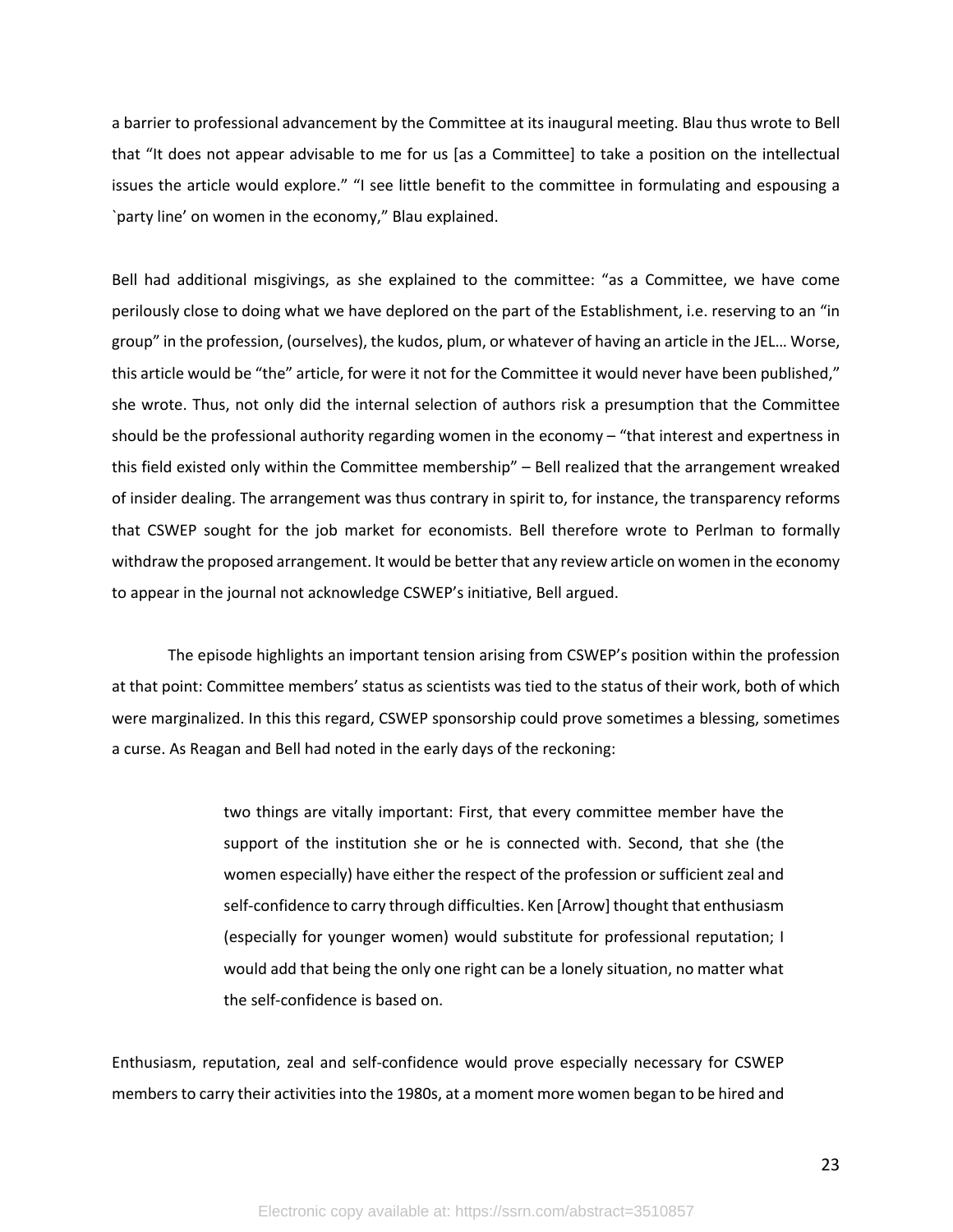a barrier to professional advancement by the Committee at its inaugural meeting. Blau thus wrote to Bell that "It does not appear advisable to me for us [as a Committee] to take a position on the intellectual issues the article would explore." "I see little benefit to the committee in formulating and espousing a `party line' on women in the economy," Blau explained.

Bell had additional misgivings, as she explained to the committee: "as a Committee, we have come perilously close to doing what we have deplored on the part of the Establishment, i.e. reserving to an "in group" in the profession, (ourselves), the kudos, plum, or whatever of having an article in the JEL… Worse, this article would be "the" article, for were it not for the Committee it would never have been published," she wrote. Thus, not only did the internal selection of authors risk a presumption that the Committee should be the professional authority regarding women in the economy – "that interest and expertness in this field existed only within the Committee membership" – Bell realized that the arrangement wreaked of insider dealing. The arrangement was thus contrary in spirit to, for instance, the transparency reforms that CSWEP sought for the job market for economists. Bell therefore wrote to Perlman to formally withdraw the proposed arrangement. It would be better that any review article on women in the economy to appear in the journal not acknowledge CSWEP's initiative, Bell argued.

The episode highlights an important tension arising from CSWEP's position within the profession at that point: Committee members' status as scientists was tied to the status of their work, both of which were marginalized. In this this regard, CSWEP sponsorship could prove sometimes a blessing, sometimes a curse. As Reagan and Bell had noted in the early days of the reckoning:

> two things are vitally important: First, that every committee member have the support of the institution she or he is connected with. Second, that she (the women especially) have either the respect of the profession or sufficient zeal and self-confidence to carry through difficulties. Ken [Arrow] thought that enthusiasm (especially for younger women) would substitute for professional reputation; I would add that being the only one right can be a lonely situation, no matter what the self-confidence is based on.

Enthusiasm, reputation, zeal and self-confidence would prove especially necessary for CSWEP members to carry their activities into the 1980s, at a moment more women began to be hired and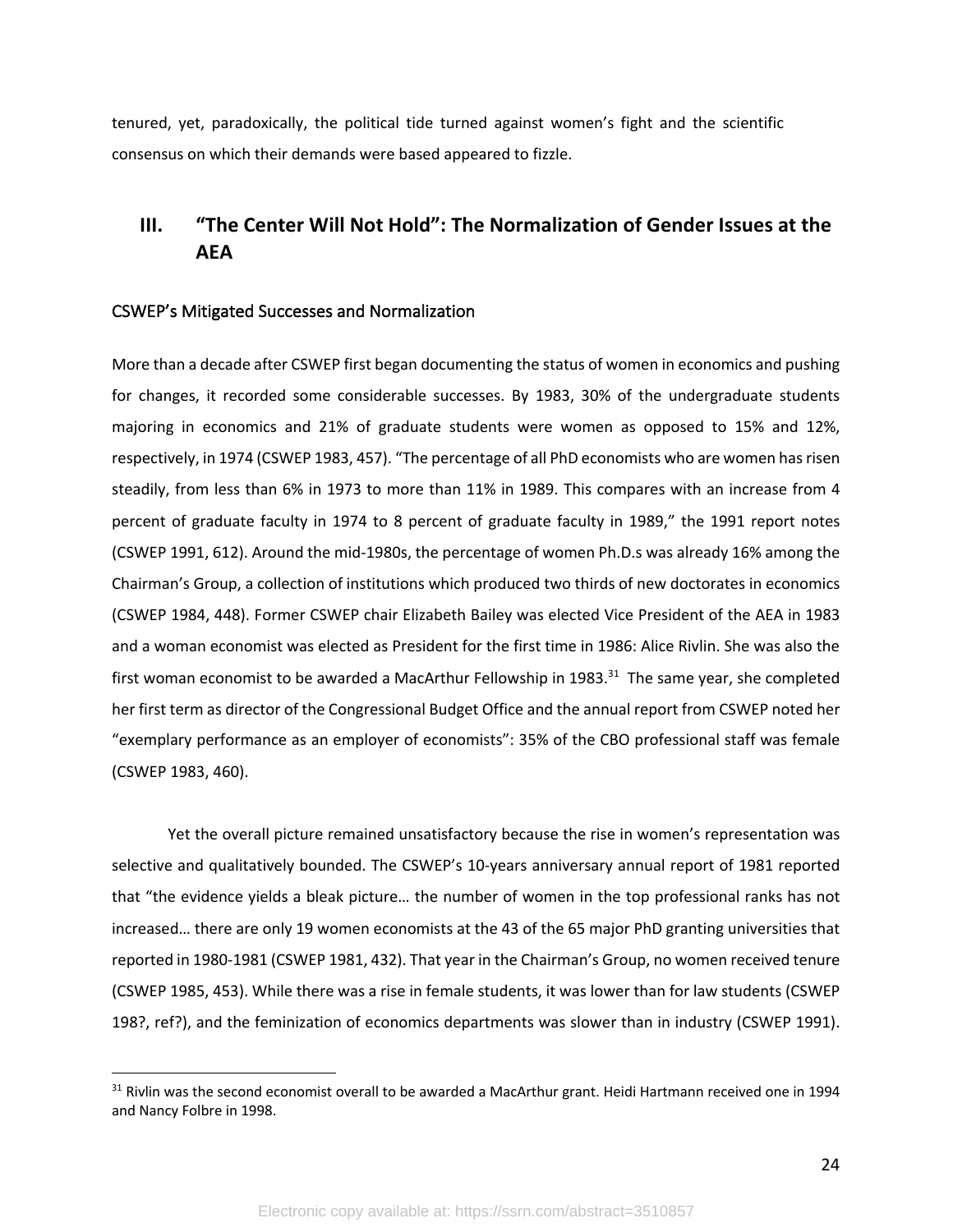tenured, yet, paradoxically, the political tide turned against women's fight and the scientific consensus on which their demands were based appeared to fizzle.

## III. "The Center Will Not Hold": The Normalization of Gender Issues at the AEA

### CSWEP's Mitigated Successes and Normalization

More than a decade after CSWEP first began documenting the status of women in economics and pushing for changes, it recorded some considerable successes. By 1983, 30% of the undergraduate students majoring in economics and 21% of graduate students were women as opposed to 15% and 12%, respectively, in 1974 (CSWEP 1983, 457). "The percentage of all PhD economists who are women has risen steadily, from less than 6% in 1973 to more than 11% in 1989. This compares with an increase from 4 percent of graduate faculty in 1974 to 8 percent of graduate faculty in 1989," the 1991 report notes (CSWEP 1991, 612). Around the mid-1980s, the percentage of women Ph.D.s was already 16% among the Chairman's Group, a collection of institutions which produced two thirds of new doctorates in economics (CSWEP 1984, 448). Former CSWEP chair Elizabeth Bailey was elected Vice President of the AEA in 1983 and a woman economist was elected as President for the first time in 1986: Alice Rivlin. She was also the first woman economist to be awarded a MacArthur Fellowship in 1983.[31] The same year, she completed her first term as director of the Congressional Budget Office and the annual report from CSWEP noted her "exemplary performance as an employer of economists": 35% of the CBO professional staff was female (CSWEP 1983, 460).

Yet the overall picture remained unsatisfactory because the rise in women's representation was selective and qualitatively bounded. The CSWEP's 10-years anniversary annual report of 1981 reported that "the evidence yields a bleak picture… the number of women in the top professional ranks has not increased… there are only 19 women economists at the 43 of the 65 major PhD granting universities that reported in 1980-1981 (CSWEP 1981, 432). That year in the Chairman's Group, no women received tenure (CSWEP 1985, 453). While there was a rise in female students, it was lower than for law students (CSWEP 198?, ref?), and the feminization of economics departments was slower than in industry (CSWEP 1991).

[31] Rivlin was the second economist overall to be awarded a MacArthur grant. Heidi Hartmann received one in 1994 and Nancy Folbre in 1998.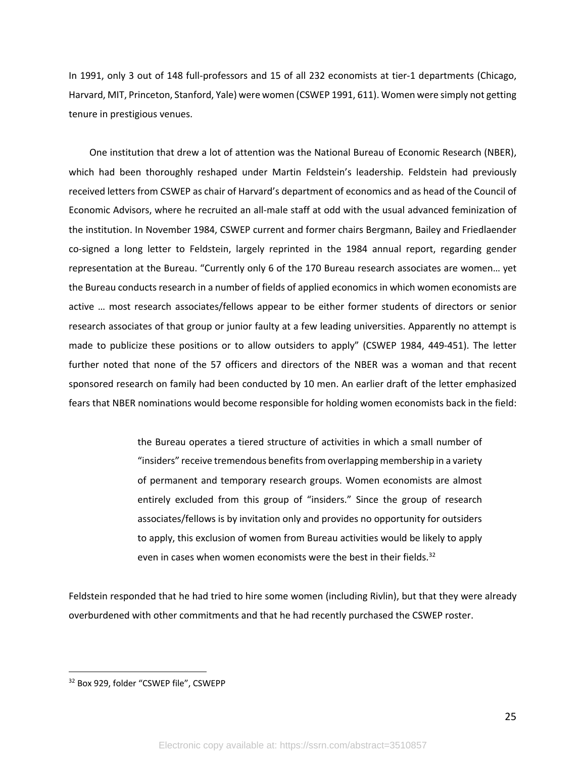In 1991, only 3 out of 148 full-professors and 15 of all 232 economists at tier-1 departments (Chicago, Harvard, MIT, Princeton, Stanford, Yale) were women (CSWEP 1991, 611). Women were simply not getting tenure in prestigious venues.

One institution that drew a lot of attention was the National Bureau of Economic Research (NBER), which had been thoroughly reshaped under Martin Feldstein's leadership. Feldstein had previously received letters from CSWEP as chair of Harvard's department of economics and as head of the Council of Economic Advisors, where he recruited an all-male staff at odd with the usual advanced feminization of the institution. In November 1984, CSWEP current and former chairs Bergmann, Bailey and Friedlaender co-signed a long letter to Feldstein, largely reprinted in the 1984 annual report, regarding gender representation at the Bureau. "Currently only 6 of the 170 Bureau research associates are women… yet the Bureau conducts research in a number of fields of applied economics in which women economists are active … most research associates/fellows appear to be either former students of directors or senior research associates of that group or junior faulty at a few leading universities. Apparently no attempt is made to publicize these positions or to allow outsiders to apply" (CSWEP 1984, 449-451). The letter further noted that none of the 57 officers and directors of the NBER was a woman and that recent sponsored research on family had been conducted by 10 men. An earlier draft of the letter emphasized fears that NBER nominations would become responsible for holding women economists back in the field:

> the Bureau operates a tiered structure of activities in which a small number of "insiders" receive tremendous benefits from overlapping membership in a variety of permanent and temporary research groups. Women economists are almost entirely excluded from this group of "insiders." Since the group of research associates/fellows is by invitation only and provides no opportunity for outsiders to apply, this exclusion of women from Bureau activities would be likely to apply even in cases when women economists were the best in their fields.[32]

Feldstein responded that he had tried to hire some women (including Rivlin), but that they were already overburdened with other commitments and that he had recently purchased the CSWEP roster.

---

[32] Box 929, folder "CSWEP file", CSWEPP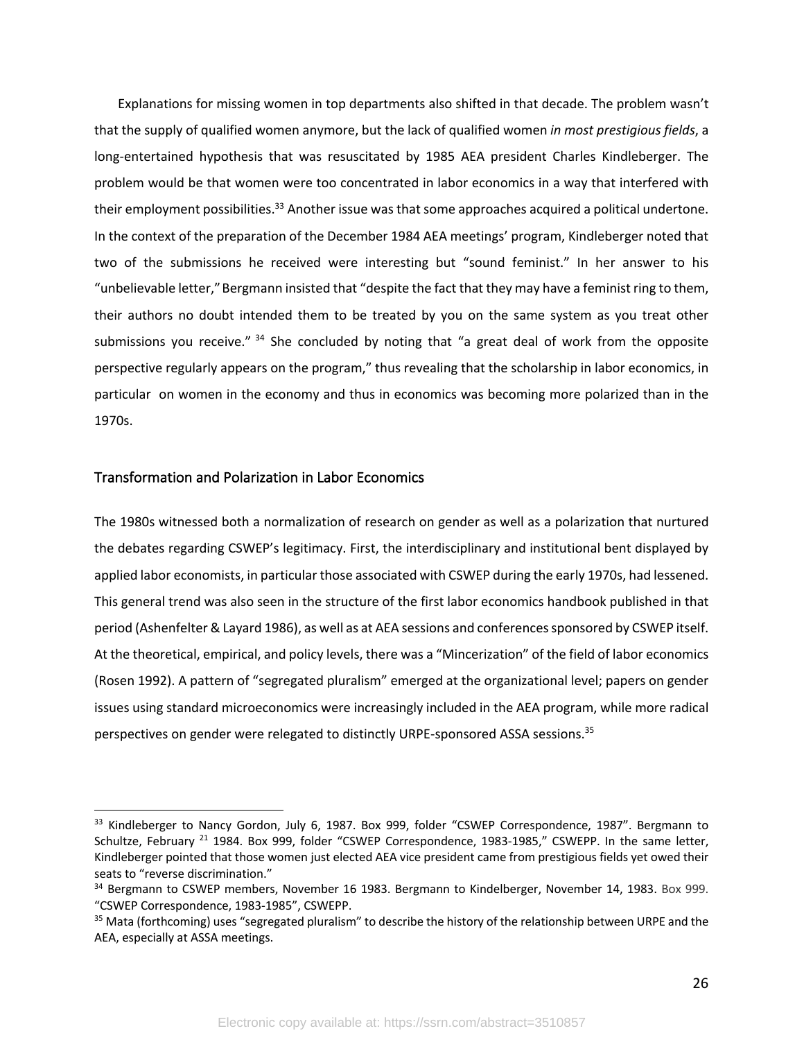Explanations for missing women in top departments also shifted in that decade. The problem wasn't that the supply of qualified women anymore, but the lack of qualified women *in most prestigious fields*, a long-entertained hypothesis that was resuscitated by 1985 AEA president Charles Kindleberger. The problem would be that women were too concentrated in labor economics in a way that interfered with their employment possibilities.[33] Another issue was that some approaches acquired a political undertone. In the context of the preparation of the December 1984 AEA meetings' program, Kindleberger noted that two of the submissions he received were interesting but "sound feminist." In her answer to his "unbelievable letter," Bergmann insisted that "despite the fact that they may have a feminist ring to them, their authors no doubt intended them to be treated by you on the same system as you treat other submissions you receive."[34] She concluded by noting that "a great deal of work from the opposite perspective regularly appears on the program," thus revealing that the scholarship in labor economics, in particular on women in the economy and thus in economics was becoming more polarized than in the 1970s.

## Transformation and Polarization in Labor Economics

The 1980s witnessed both a normalization of research on gender as well as a polarization that nurtured the debates regarding CSWEP's legitimacy. First, the interdisciplinary and institutional bent displayed by applied labor economists, in particular those associated with CSWEP during the early 1970s, had lessened. This general trend was also seen in the structure of the first labor economics handbook published in that period (Ashenfelter & Layard 1986), as well as at AEA sessions and conferences sponsored by CSWEP itself. At the theoretical, empirical, and policy levels, there was a "Mincerization" of the field of labor economics (Rosen 1992). A pattern of "segregated pluralism" emerged at the organizational level; papers on gender issues using standard microeconomics were increasingly included in the AEA program, while more radical perspectives on gender were relegated to distinctly URPE-sponsored ASSA sessions.[35]

---

[33] Kindleberger to Nancy Gordon, July 6, 1987. Box 999, folder "CSWEP Correspondence, 1987". Bergmann to Schultze, February [21] 1984. Box 999, folder "CSWEP Correspondence, 1983-1985," CSWEPP. In the same letter, Kindleberger pointed that those women just elected AEA vice president came from prestigious fields yet owed their seats to "reverse discrimination."

[34] Bergmann to CSWEP members, November 16 1983. Bergmann to Kindelberger, November 14, 1983. Box 999. "CSWEP Correspondence, 1983-1985", CSWEPP.

[35] Mata (forthcoming) uses "segregated pluralism" to describe the history of the relationship between URPE and the AEA, especially at ASSA meetings.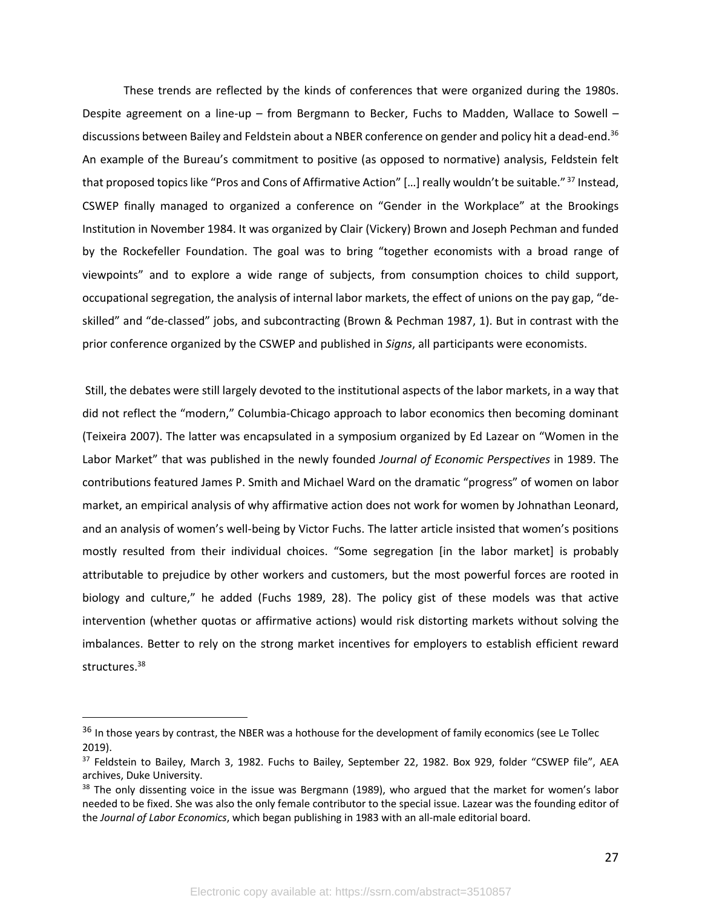These trends are reflected by the kinds of conferences that were organized during the 1980s. Despite agreement on a line-up – from Bergmann to Becker, Fuchs to Madden, Wallace to Sowell – discussions between Bailey and Feldstein about a NBER conference on gender and policy hit a dead-end.[36] An example of the Bureau's commitment to positive (as opposed to normative) analysis, Feldstein felt that proposed topics like "Pros and Cons of Affirmative Action" […] really wouldn't be suitable."[37] Instead, CSWEP finally managed to organized a conference on "Gender in the Workplace" at the Brookings Institution in November 1984. It was organized by Clair (Vickery) Brown and Joseph Pechman and funded by the Rockefeller Foundation. The goal was to bring "together economists with a broad range of viewpoints" and to explore a wide range of subjects, from consumption choices to child support, occupational segregation, the analysis of internal labor markets, the effect of unions on the pay gap, "de-skilled" and "de-classed" jobs, and subcontracting (Brown & Pechman 1987, 1). But in contrast with the prior conference organized by the CSWEP and published in *Signs*, all participants were economists.

Still, the debates were still largely devoted to the institutional aspects of the labor markets, in a way that did not reflect the "modern," Columbia-Chicago approach to labor economics then becoming dominant (Teixeira 2007). The latter was encapsulated in a symposium organized by Ed Lazear on "Women in the Labor Market" that was published in the newly founded *Journal of Economic Perspectives* in 1989. The contributions featured James P. Smith and Michael Ward on the dramatic "progress" of women on labor market, an empirical analysis of why affirmative action does not work for women by Johnathan Leonard, and an analysis of women's well-being by Victor Fuchs. The latter article insisted that women's positions mostly resulted from their individual choices. "Some segregation [in the labor market] is probably attributable to prejudice by other workers and customers, but the most powerful forces are rooted in biology and culture," he added (Fuchs 1989, 28). The policy gist of these models was that active intervention (whether quotas or affirmative actions) would risk distorting markets without solving the imbalances. Better to rely on the strong market incentives for employers to establish efficient reward structures.[38]

---

[36] In those years by contrast, the NBER was a hothouse for the development of family economics (see Le Tollec 2019).

[37] Feldstein to Bailey, March 3, 1982. Fuchs to Bailey, September 22, 1982. Box 929, folder "CSWEP file", AEA archives, Duke University.

[38] The only dissenting voice in the issue was Bergmann (1989), who argued that the market for women's labor needed to be fixed. She was also the only female contributor to the special issue. Lazear was the founding editor of the *Journal of Labor Economics*, which began publishing in 1983 with an all-male editorial board.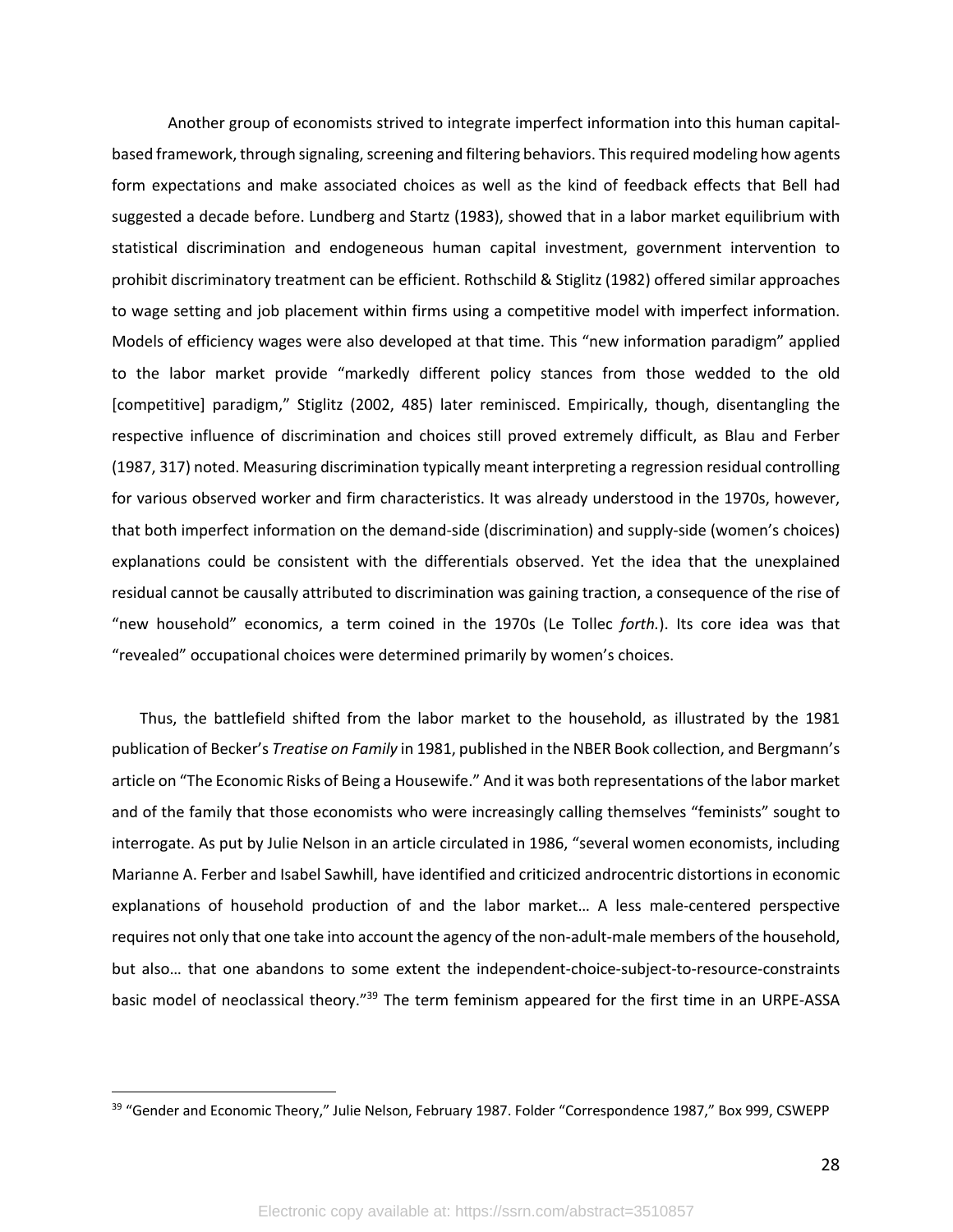Another group of economists strived to integrate imperfect information into this human capital-based framework, through signaling, screening and filtering behaviors. This required modeling how agents form expectations and make associated choices as well as the kind of feedback effects that Bell had suggested a decade before. Lundberg and Startz (1983), showed that in a labor market equilibrium with statistical discrimination and endogeneous human capital investment, government intervention to prohibit discriminatory treatment can be efficient. Rothschild & Stiglitz (1982) offered similar approaches to wage setting and job placement within firms using a competitive model with imperfect information. Models of efficiency wages were also developed at that time. This "new information paradigm" applied to the labor market provide "markedly different policy stances from those wedded to the old [competitive] paradigm," Stiglitz (2002, 485) later reminisced. Empirically, though, disentangling the respective influence of discrimination and choices still proved extremely difficult, as Blau and Ferber (1987, 317) noted. Measuring discrimination typically meant interpreting a regression residual controlling for various observed worker and firm characteristics. It was already understood in the 1970s, however, that both imperfect information on the demand-side (discrimination) and supply-side (women's choices) explanations could be consistent with the differentials observed. Yet the idea that the unexplained residual cannot be causally attributed to discrimination was gaining traction, a consequence of the rise of "new household" economics, a term coined in the 1970s (Le Tollec *forth.*). Its core idea was that "revealed" occupational choices were determined primarily by women's choices.

Thus, the battlefield shifted from the labor market to the household, as illustrated by the 1981 publication of Becker's *Treatise on Family* in 1981, published in the NBER Book collection, and Bergmann's article on "The Economic Risks of Being a Housewife." And it was both representations of the labor market and of the family that those economists who were increasingly calling themselves "feminists" sought to interrogate. As put by Julie Nelson in an article circulated in 1986, "several women economists, including Marianne A. Ferber and Isabel Sawhill, have identified and criticized androcentric distortions in economic explanations of household production of and the labor market… A less male-centered perspective requires not only that one take into account the agency of the non-adult-male members of the household, but also… that one abandons to some extent the independent-choice-subject-to-resource-constraints basic model of neoclassical theory."[39] The term feminism appeared for the first time in an URPE-ASSA

[39] "Gender and Economic Theory," Julie Nelson, February 1987. Folder "Correspondence 1987," Box 999, CSWEPP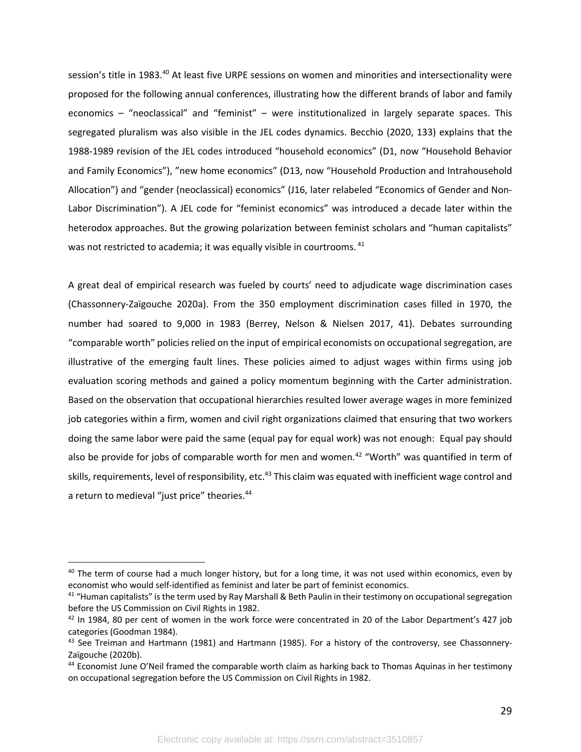session's title in 1983.[40] At least five URPE sessions on women and minorities and intersectionality were proposed for the following annual conferences, illustrating how the different brands of labor and family economics – "neoclassical" and "feminist" – were institutionalized in largely separate spaces. This segregated pluralism was also visible in the JEL codes dynamics. Becchio (2020, 133) explains that the 1988-1989 revision of the JEL codes introduced "household economics" (D1, now "Household Behavior and Family Economics"), "new home economics" (D13, now "Household Production and Intrahousehold Allocation") and "gender (neoclassical) economics" (J16, later relabeled "Economics of Gender and Non-Labor Discrimination"). A JEL code for "feminist economics" was introduced a decade later within the heterodox approaches. But the growing polarization between feminist scholars and "human capitalists" was not restricted to academia; it was equally visible in courtrooms.[41]

A great deal of empirical research was fueled by courts' need to adjudicate wage discrimination cases (Chassonnery-Zaïgouche 2020a). From the 350 employment discrimination cases filled in 1970, the number had soared to 9,000 in 1983 (Berrey, Nelson & Nielsen 2017, 41). Debates surrounding "comparable worth" policies relied on the input of empirical economists on occupational segregation, are illustrative of the emerging fault lines. These policies aimed to adjust wages within firms using job evaluation scoring methods and gained a policy momentum beginning with the Carter administration. Based on the observation that occupational hierarchies resulted lower average wages in more feminized job categories within a firm, women and civil right organizations claimed that ensuring that two workers doing the same labor were paid the same (equal pay for equal work) was not enough: Equal pay should also be provide for jobs of comparable worth for men and women.[42] "Worth" was quantified in term of skills, requirements, level of responsibility, etc.[43] This claim was equated with inefficient wage control and a return to medieval "just price" theories.[44]

---

[40] The term of course had a much longer history, but for a long time, it was not used within economics, even by economist who would self-identified as feminist and later be part of feminist economics.

[41] "Human capitalists" is the term used by Ray Marshall & Beth Paulin in their testimony on occupational segregation before the US Commission on Civil Rights in 1982.

[42] In 1984, 80 per cent of women in the work force were concentrated in 20 of the Labor Department's 427 job categories (Goodman 1984).

[43] See Treiman and Hartmann (1981) and Hartmann (1985). For a history of the controversy, see Chassonnery-Zaïgouche (2020b).

[44] Economist June O'Neil framed the comparable worth claim as harking back to Thomas Aquinas in her testimony on occupational segregation before the US Commission on Civil Rights in 1982.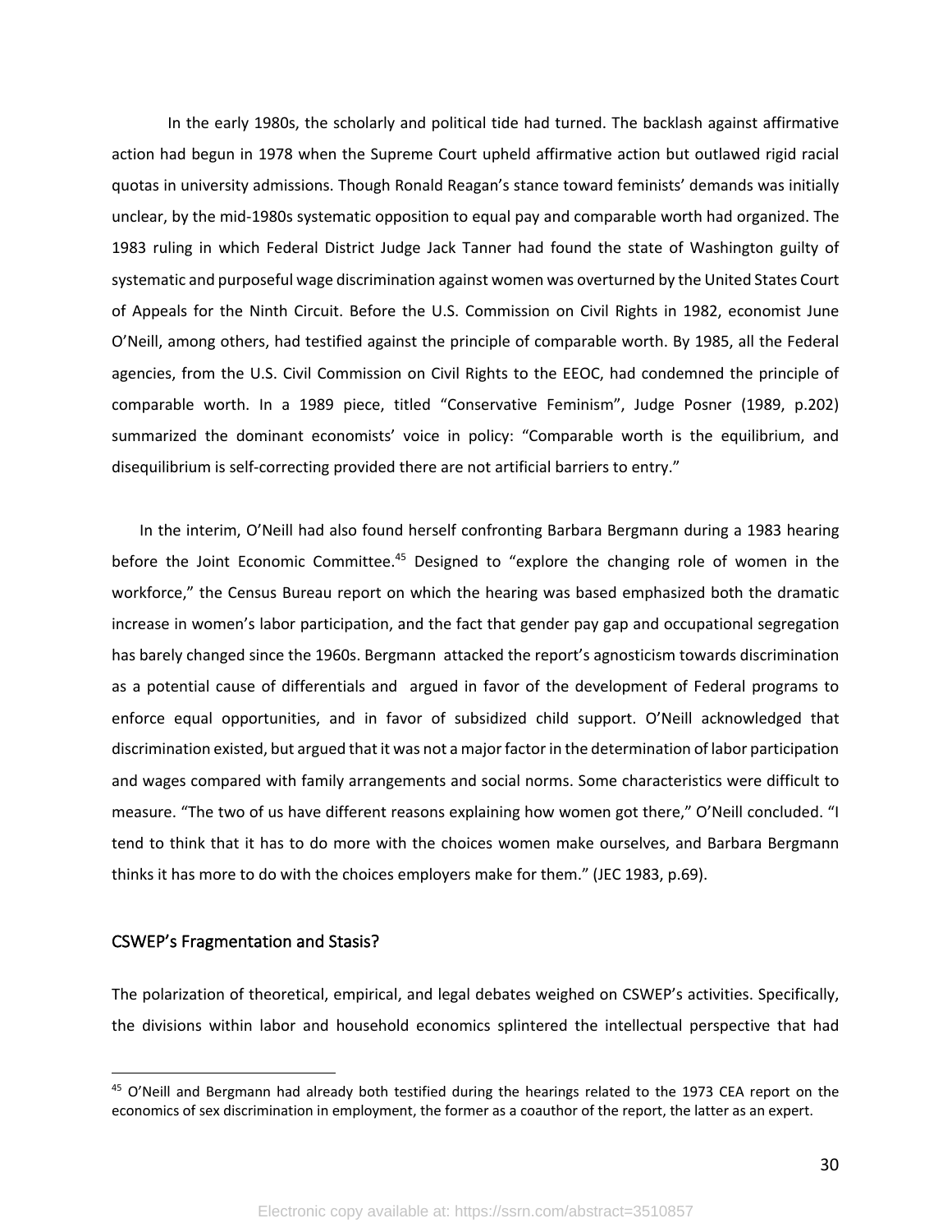In the early 1980s, the scholarly and political tide had turned. The backlash against affirmative action had begun in 1978 when the Supreme Court upheld affirmative action but outlawed rigid racial quotas in university admissions. Though Ronald Reagan's stance toward feminists' demands was initially unclear, by the mid-1980s systematic opposition to equal pay and comparable worth had organized. The 1983 ruling in which Federal District Judge Jack Tanner had found the state of Washington guilty of systematic and purposeful wage discrimination against women was overturned by the United States Court of Appeals for the Ninth Circuit. Before the U.S. Commission on Civil Rights in 1982, economist June O'Neill, among others, had testified against the principle of comparable worth. By 1985, all the Federal agencies, from the U.S. Civil Commission on Civil Rights to the EEOC, had condemned the principle of comparable worth. In a 1989 piece, titled "Conservative Feminism", Judge Posner (1989, p.202) summarized the dominant economists' voice in policy: "Comparable worth is the equilibrium, and disequilibrium is self-correcting provided there are not artificial barriers to entry."

In the interim, O'Neill had also found herself confronting Barbara Bergmann during a 1983 hearing before the Joint Economic Committee.[45] Designed to "explore the changing role of women in the workforce," the Census Bureau report on which the hearing was based emphasized both the dramatic increase in women's labor participation, and the fact that gender pay gap and occupational segregation has barely changed since the 1960s. Bergmann attacked the report's agnosticism towards discrimination as a potential cause of differentials and argued in favor of the development of Federal programs to enforce equal opportunities, and in favor of subsidized child support. O'Neill acknowledged that discrimination existed, but argued that it was not a major factor in the determination of labor participation and wages compared with family arrangements and social norms. Some characteristics were difficult to measure. "The two of us have different reasons explaining how women got there," O'Neill concluded. "I tend to think that it has to do more with the choices women make ourselves, and Barbara Bergmann thinks it has more to do with the choices employers make for them." (JEC 1983, p.69).

## CSWEP's Fragmentation and Stasis?

The polarization of theoretical, empirical, and legal debates weighed on CSWEP's activities. Specifically, the divisions within labor and household economics splintered the intellectual perspective that had

[45] O'Neill and Bergmann had already both testified during the hearings related to the 1973 CEA report on the economics of sex discrimination in employment, the former as a coauthor of the report, the latter as an expert.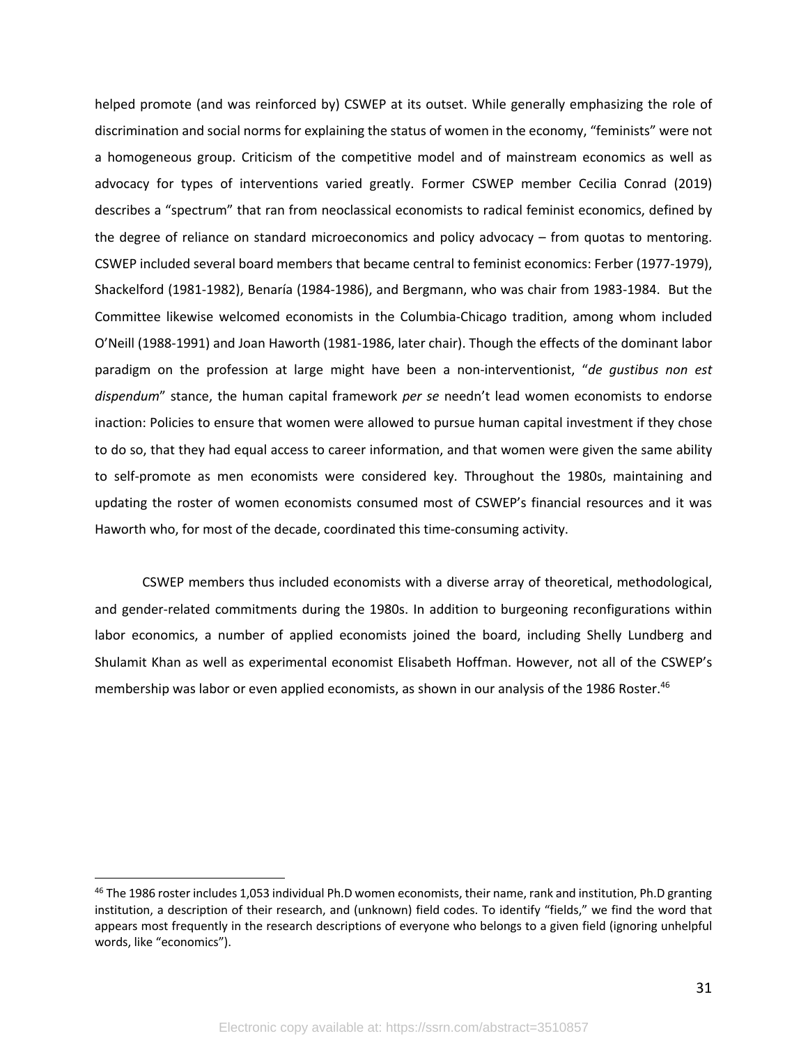helped promote (and was reinforced by) CSWEP at its outset. While generally emphasizing the role of discrimination and social norms for explaining the status of women in the economy, "feminists" were not a homogeneous group. Criticism of the competitive model and of mainstream economics as well as advocacy for types of interventions varied greatly. Former CSWEP member Cecilia Conrad (2019) describes a "spectrum" that ran from neoclassical economists to radical feminist economics, defined by the degree of reliance on standard microeconomics and policy advocacy – from quotas to mentoring. CSWEP included several board members that became central to feminist economics: Ferber (1977-1979), Shackelford (1981-1982), Benaría (1984-1986), and Bergmann, who was chair from 1983-1984. But the Committee likewise welcomed economists in the Columbia-Chicago tradition, among whom included O'Neill (1988-1991) and Joan Haworth (1981-1986, later chair). Though the effects of the dominant labor paradigm on the profession at large might have been a non-interventionist, "*de gustibus non est dispendum*" stance, the human capital framework *per se* needn't lead women economists to endorse inaction: Policies to ensure that women were allowed to pursue human capital investment if they chose to do so, that they had equal access to career information, and that women were given the same ability to self-promote as men economists were considered key. Throughout the 1980s, maintaining and updating the roster of women economists consumed most of CSWEP's financial resources and it was Haworth who, for most of the decade, coordinated this time-consuming activity.

CSWEP members thus included economists with a diverse array of theoretical, methodological, and gender-related commitments during the 1980s. In addition to burgeoning reconfigurations within labor economics, a number of applied economists joined the board, including Shelly Lundberg and Shulamit Khan as well as experimental economist Elisabeth Hoffman. However, not all of the CSWEP's membership was labor or even applied economists, as shown in our analysis of the 1986 Roster.[46]

[46] The 1986 roster includes 1,053 individual Ph.D women economists, their name, rank and institution, Ph.D granting institution, a description of their research, and (unknown) field codes. To identify "fields," we find the word that appears most frequently in the research descriptions of everyone who belongs to a given field (ignoring unhelpful words, like "economics").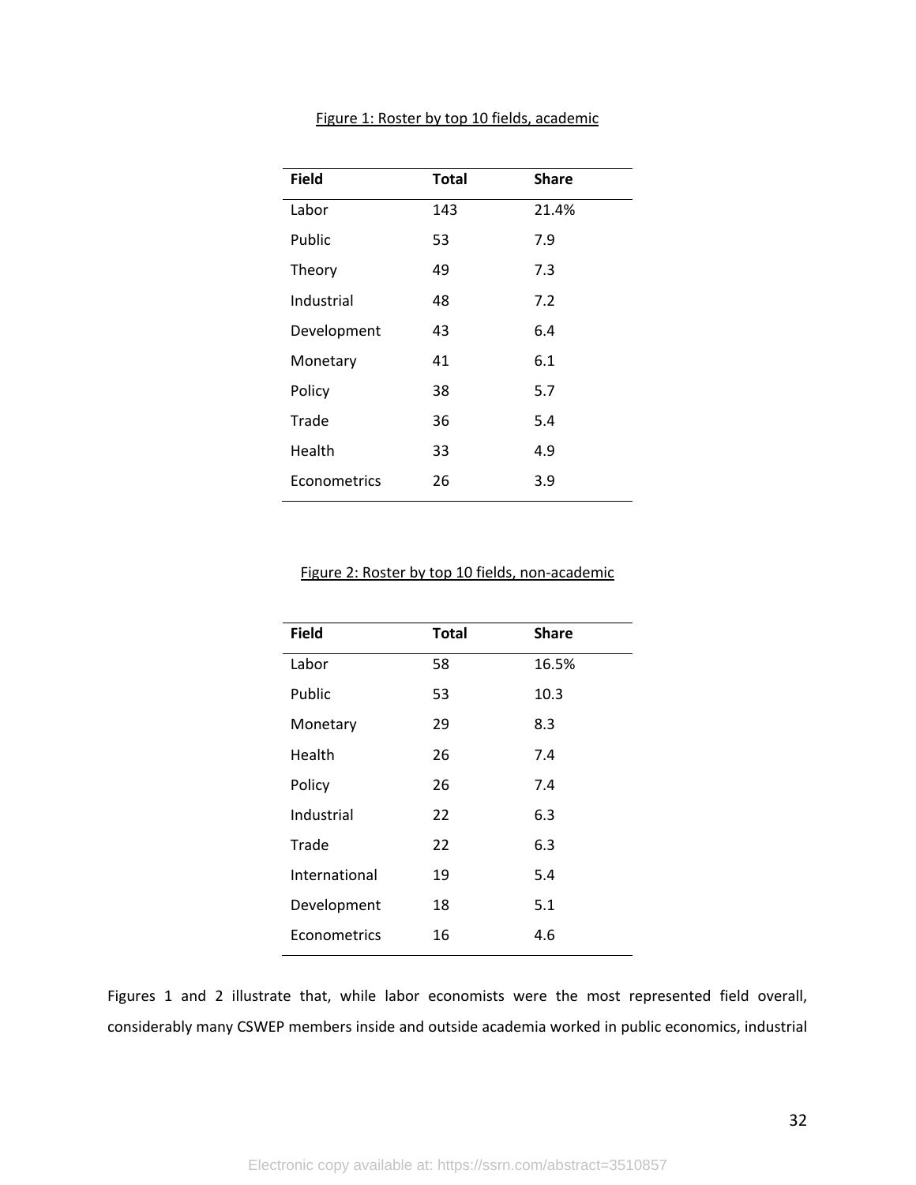Figure 1: Roster by top 10 fields, academic

| Field | Total | Share |
|---|---|---|
| Labor | 143 | 21.4% |
| Public | 53 | 7.9 |
| Theory | 49 | 7.3 |
| Industrial | 48 | 7.2 |
| Development | 43 | 6.4 |
| Monetary | 41 | 6.1 |
| Policy | 38 | 5.7 |
| Trade | 36 | 5.4 |
| Health | 33 | 4.9 |
| Econometrics | 26 | 3.9 |

Figure 2: Roster by top 10 fields, non-academic

| Field | Total | Share |
|---|---|---|
| Labor | 58 | 16.5% |
| Public | 53 | 10.3 |
| Monetary | 29 | 8.3 |
| Health | 26 | 7.4 |
| Policy | 26 | 7.4 |
| Industrial | 22 | 6.3 |
| Trade | 22 | 6.3 |
| International | 19 | 5.4 |
| Development | 18 | 5.1 |
| Econometrics | 16 | 4.6 |

Figures 1 and 2 illustrate that, while labor economists were the most represented field overall, considerably many CSWEP members inside and outside academia worked in public economics, industrial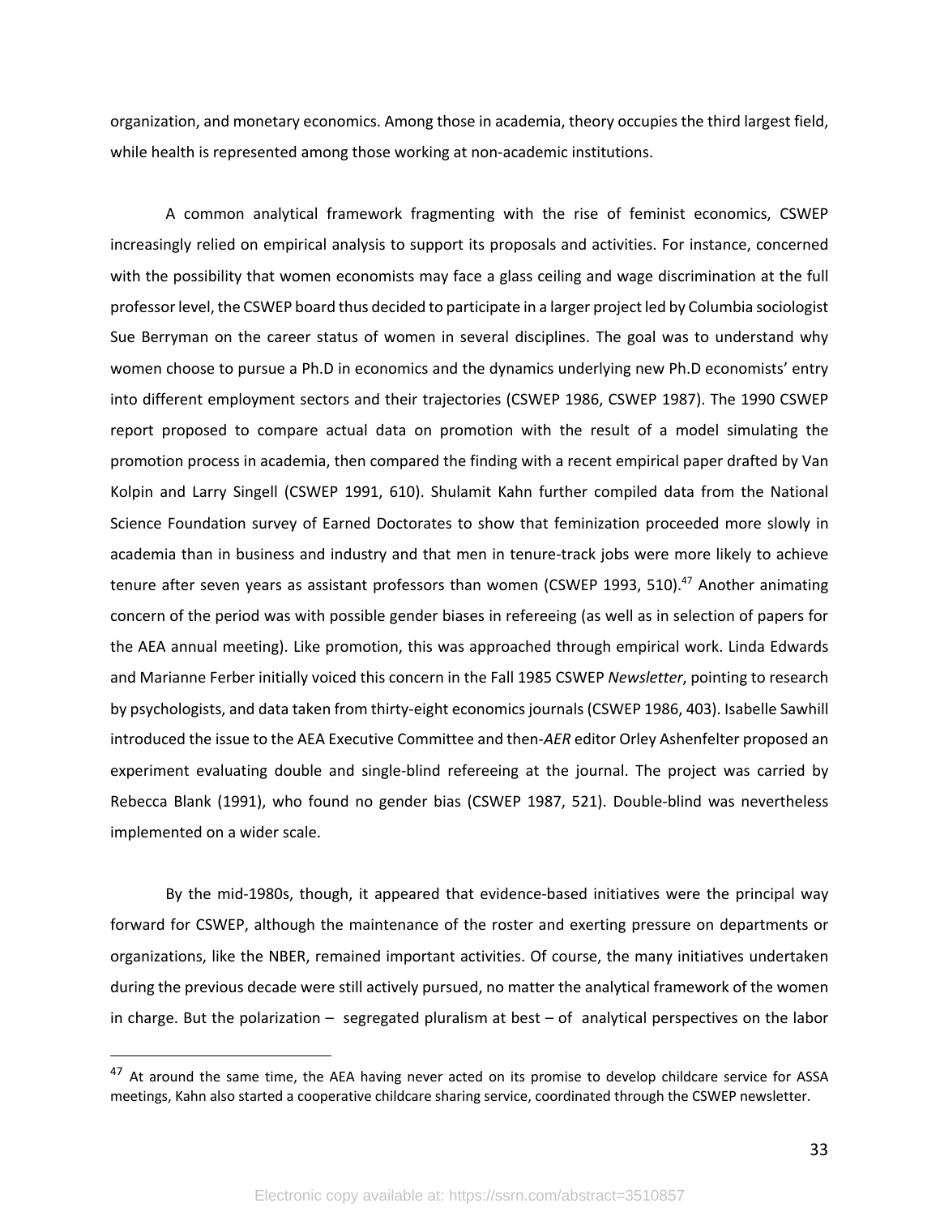organization, and monetary economics. Among those in academia, theory occupies the third largest field, while health is represented among those working at non-academic institutions.

A common analytical framework fragmenting with the rise of feminist economics, CSWEP increasingly relied on empirical analysis to support its proposals and activities. For instance, concerned with the possibility that women economists may face a glass ceiling and wage discrimination at the full professor level, the CSWEP board thus decided to participate in a larger project led by Columbia sociologist Sue Berryman on the career status of women in several disciplines. The goal was to understand why women choose to pursue a Ph.D in economics and the dynamics underlying new Ph.D economists' entry into different employment sectors and their trajectories (CSWEP 1986, CSWEP 1987). The 1990 CSWEP report proposed to compare actual data on promotion with the result of a model simulating the promotion process in academia, then compared the finding with a recent empirical paper drafted by Van Kolpin and Larry Singell (CSWEP 1991, 610). Shulamit Kahn further compiled data from the National Science Foundation survey of Earned Doctorates to show that feminization proceeded more slowly in academia than in business and industry and that men in tenure-track jobs were more likely to achieve tenure after seven years as assistant professors than women (CSWEP 1993, 510).[47] Another animating concern of the period was with possible gender biases in refereeing (as well as in selection of papers for the AEA annual meeting). Like promotion, this was approached through empirical work. Linda Edwards and Marianne Ferber initially voiced this concern in the Fall 1985 CSWEP *Newsletter*, pointing to research by psychologists, and data taken from thirty-eight economics journals (CSWEP 1986, 403). Isabelle Sawhill introduced the issue to the AEA Executive Committee and then-*AER* editor Orley Ashenfelter proposed an experiment evaluating double and single-blind refereeing at the journal. The project was carried by Rebecca Blank (1991), who found no gender bias (CSWEP 1987, 521). Double-blind was nevertheless implemented on a wider scale.

By the mid-1980s, though, it appeared that evidence-based initiatives were the principal way forward for CSWEP, although the maintenance of the roster and exerting pressure on departments or organizations, like the NBER, remained important activities. Of course, the many initiatives undertaken during the previous decade were still actively pursued, no matter the analytical framework of the women in charge. But the polarization – segregated pluralism at best – of analytical perspectives on the labor

[47] At around the same time, the AEA having never acted on its promise to develop childcare service for ASSA meetings, Kahn also started a cooperative childcare sharing service, coordinated through the CSWEP newsletter.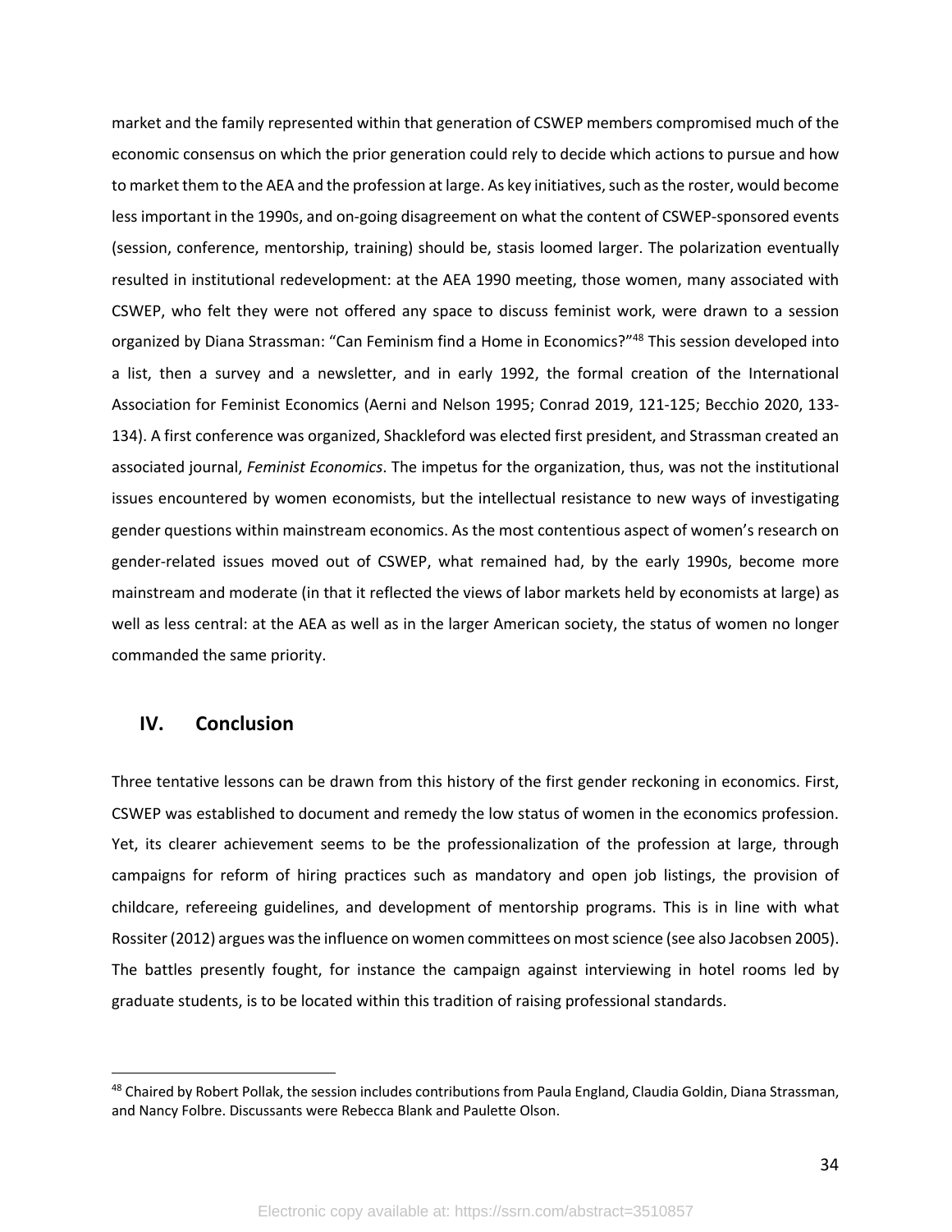market and the family represented within that generation of CSWEP members compromised much of the economic consensus on which the prior generation could rely to decide which actions to pursue and how to market them to the AEA and the profession at large. As key initiatives, such as the roster, would become less important in the 1990s, and on-going disagreement on what the content of CSWEP-sponsored events (session, conference, mentorship, training) should be, stasis loomed larger. The polarization eventually resulted in institutional redevelopment: at the AEA 1990 meeting, those women, many associated with CSWEP, who felt they were not offered any space to discuss feminist work, were drawn to a session organized by Diana Strassman: "Can Feminism find a Home in Economics?"[48] This session developed into a list, then a survey and a newsletter, and in early 1992, the formal creation of the International Association for Feminist Economics (Aerni and Nelson 1995; Conrad 2019, 121-125; Becchio 2020, 133-134). A first conference was organized, Shackleford was elected first president, and Strassman created an associated journal, *Feminist Economics*. The impetus for the organization, thus, was not the institutional issues encountered by women economists, but the intellectual resistance to new ways of investigating gender questions within mainstream economics. As the most contentious aspect of women's research on gender-related issues moved out of CSWEP, what remained had, by the early 1990s, become more mainstream and moderate (in that it reflected the views of labor markets held by economists at large) as well as less central: at the AEA as well as in the larger American society, the status of women no longer commanded the same priority.

## IV. Conclusion

Three tentative lessons can be drawn from this history of the first gender reckoning in economics. First, CSWEP was established to document and remedy the low status of women in the economics profession. Yet, its clearer achievement seems to be the professionalization of the profession at large, through campaigns for reform of hiring practices such as mandatory and open job listings, the provision of childcare, refereeing guidelines, and development of mentorship programs. This is in line with what Rossiter (2012) argues was the influence on women committees on most science (see also Jacobsen 2005). The battles presently fought, for instance the campaign against interviewing in hotel rooms led by graduate students, is to be located within this tradition of raising professional standards.

---

[48] Chaired by Robert Pollak, the session includes contributions from Paula England, Claudia Goldin, Diana Strassman, and Nancy Folbre. Discussants were Rebecca Blank and Paulette Olson.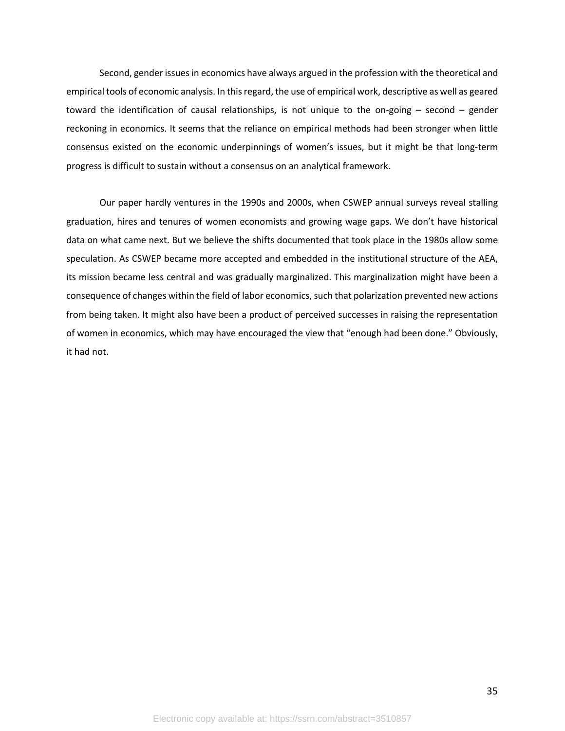Second, gender issues in economics have always argued in the profession with the theoretical and empirical tools of economic analysis. In this regard, the use of empirical work, descriptive as well as geared toward the identification of causal relationships, is not unique to the on-going – second – gender reckoning in economics. It seems that the reliance on empirical methods had been stronger when little consensus existed on the economic underpinnings of women's issues, but it might be that long-term progress is difficult to sustain without a consensus on an analytical framework.

Our paper hardly ventures in the 1990s and 2000s, when CSWEP annual surveys reveal stalling graduation, hires and tenures of women economists and growing wage gaps. We don't have historical data on what came next. But we believe the shifts documented that took place in the 1980s allow some speculation. As CSWEP became more accepted and embedded in the institutional structure of the AEA, its mission became less central and was gradually marginalized. This marginalization might have been a consequence of changes within the field of labor economics, such that polarization prevented new actions from being taken. It might also have been a product of perceived successes in raising the representation of women in economics, which may have encouraged the view that "enough had been done." Obviously, it had not.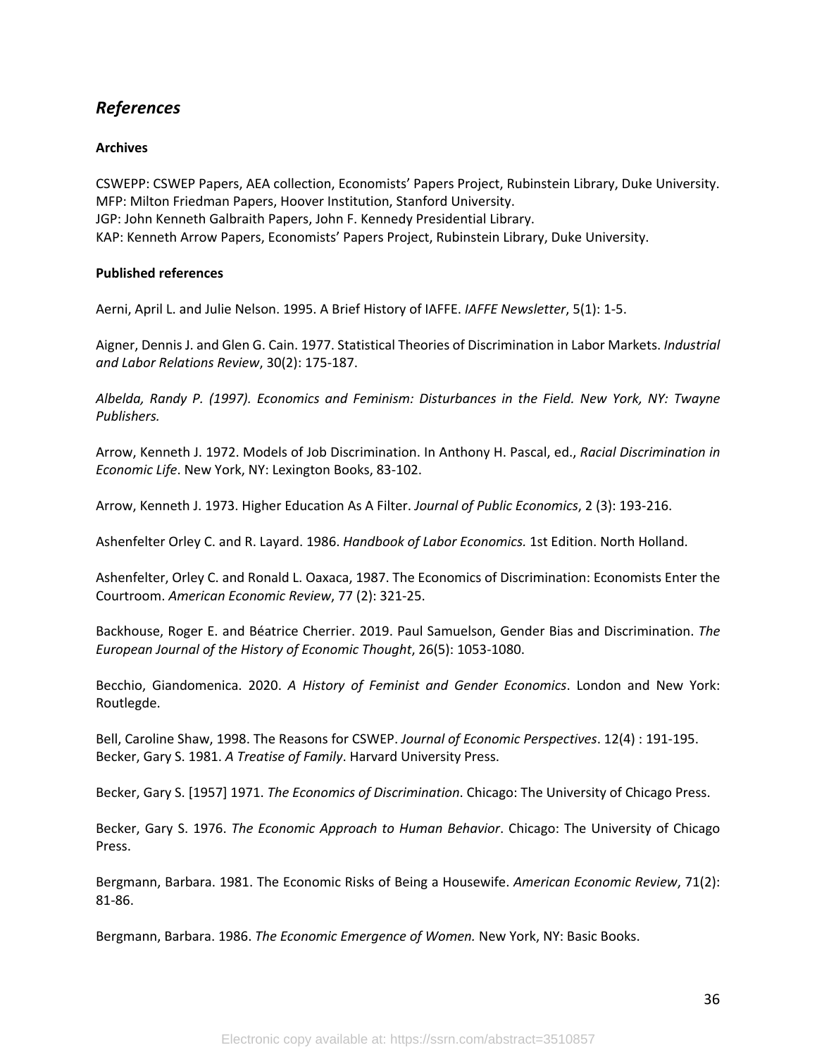## *References*

**Archives**

CSWEPP: CSWEP Papers, AEA collection, Economists' Papers Project, Rubinstein Library, Duke University.
MFP: Milton Friedman Papers, Hoover Institution, Stanford University.
JGP: John Kenneth Galbraith Papers, John F. Kennedy Presidential Library.
KAP: Kenneth Arrow Papers, Economists' Papers Project, Rubinstein Library, Duke University.

**Published references**

Aerni, April L. and Julie Nelson. 1995. A Brief History of IAFFE. *IAFFE Newsletter*, 5(1): 1-5.

Aigner, Dennis J. and Glen G. Cain. 1977. Statistical Theories of Discrimination in Labor Markets. *Industrial and Labor Relations Review*, 30(2): 175-187.

*Albelda, Randy P. (1997). Economics and Feminism: Disturbances in the Field. New York, NY: Twayne Publishers.*

Arrow, Kenneth J. 1972. Models of Job Discrimination. In Anthony H. Pascal, ed., *Racial Discrimination in Economic Life*. New York, NY: Lexington Books, 83-102.

Arrow, Kenneth J. 1973. Higher Education As A Filter. *Journal of Public Economics*, 2 (3): 193-216.

Ashenfelter Orley C. and R. Layard. 1986. *Handbook of Labor Economics.* 1st Edition. North Holland.

Ashenfelter, Orley C. and Ronald L. Oaxaca, 1987. The Economics of Discrimination: Economists Enter the Courtroom. *American Economic Review*, 77 (2): 321-25.

Backhouse, Roger E. and Béatrice Cherrier. 2019. Paul Samuelson, Gender Bias and Discrimination. *The European Journal of the History of Economic Thought*, 26(5): 1053-1080.

Becchio, Giandomenica. 2020. *A History of Feminist and Gender Economics*. London and New York: Routlegde.

Bell, Caroline Shaw, 1998. The Reasons for CSWEP. *Journal of Economic Perspectives*. 12(4) : 191-195.
Becker, Gary S. 1981. *A Treatise of Family*. Harvard University Press.

Becker, Gary S. [1957] 1971. *The Economics of Discrimination*. Chicago: The University of Chicago Press.

Becker, Gary S. 1976. *The Economic Approach to Human Behavior*. Chicago: The University of Chicago Press.

Bergmann, Barbara. 1981. The Economic Risks of Being a Housewife. *American Economic Review*, 71(2): 81-86.

Bergmann, Barbara. 1986. *The Economic Emergence of Women.* New York, NY: Basic Books.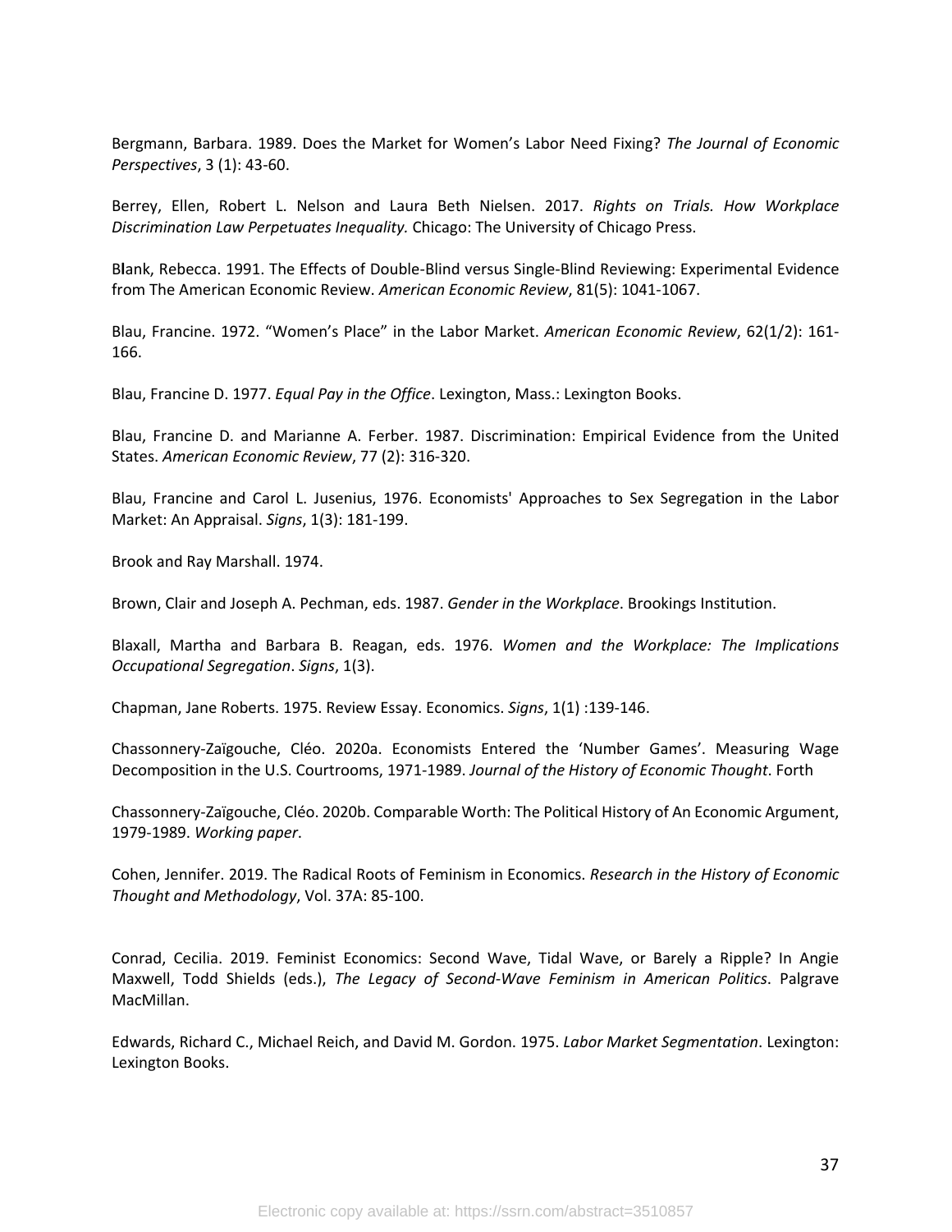Bergmann, Barbara. 1989. Does the Market for Women's Labor Need Fixing? *The Journal of Economic Perspectives*, 3 (1): 43-60.

Berrey, Ellen, Robert L. Nelson and Laura Beth Nielsen. 2017. *Rights on Trials. How Workplace Discrimination Law Perpetuates Inequality.* Chicago: The University of Chicago Press.

Blank, Rebecca. 1991. The Effects of Double-Blind versus Single-Blind Reviewing: Experimental Evidence from The American Economic Review. *American Economic Review*, 81(5): 1041-1067.

Blau, Francine. 1972. "Women's Place" in the Labor Market. *American Economic Review*, 62(1/2): 161-166.

Blau, Francine D. 1977. *Equal Pay in the Office*. Lexington, Mass.: Lexington Books.

Blau, Francine D. and Marianne A. Ferber. 1987. Discrimination: Empirical Evidence from the United States. *American Economic Review*, 77 (2): 316-320.

Blau, Francine and Carol L. Jusenius, 1976. Economists' Approaches to Sex Segregation in the Labor Market: An Appraisal. *Signs*, 1(3): 181-199.

Brook and Ray Marshall. 1974.

Brown, Clair and Joseph A. Pechman, eds. 1987. *Gender in the Workplace*. Brookings Institution.

Blaxall, Martha and Barbara B. Reagan, eds. 1976. *Women and the Workplace: The Implications Occupational Segregation*. *Signs*, 1(3).

Chapman, Jane Roberts. 1975. Review Essay. Economics. *Signs*, 1(1) :139-146.

Chassonnery-Zaïgouche, Cléo. 2020a. Economists Entered the 'Number Games'. Measuring Wage Decomposition in the U.S. Courtrooms, 1971-1989. *Journal of the History of Economic Thought*. Forth

Chassonnery-Zaïgouche, Cléo. 2020b. Comparable Worth: The Political History of An Economic Argument, 1979-1989. *Working paper*.

Cohen, Jennifer. 2019. The Radical Roots of Feminism in Economics. *Research in the History of Economic Thought and Methodology*, Vol. 37A: 85-100.

Conrad, Cecilia. 2019. Feminist Economics: Second Wave, Tidal Wave, or Barely a Ripple? In Angie Maxwell, Todd Shields (eds.), *The Legacy of Second-Wave Feminism in American Politics*. Palgrave MacMillan.

Edwards, Richard C., Michael Reich, and David M. Gordon. 1975. *Labor Market Segmentation*. Lexington: Lexington Books.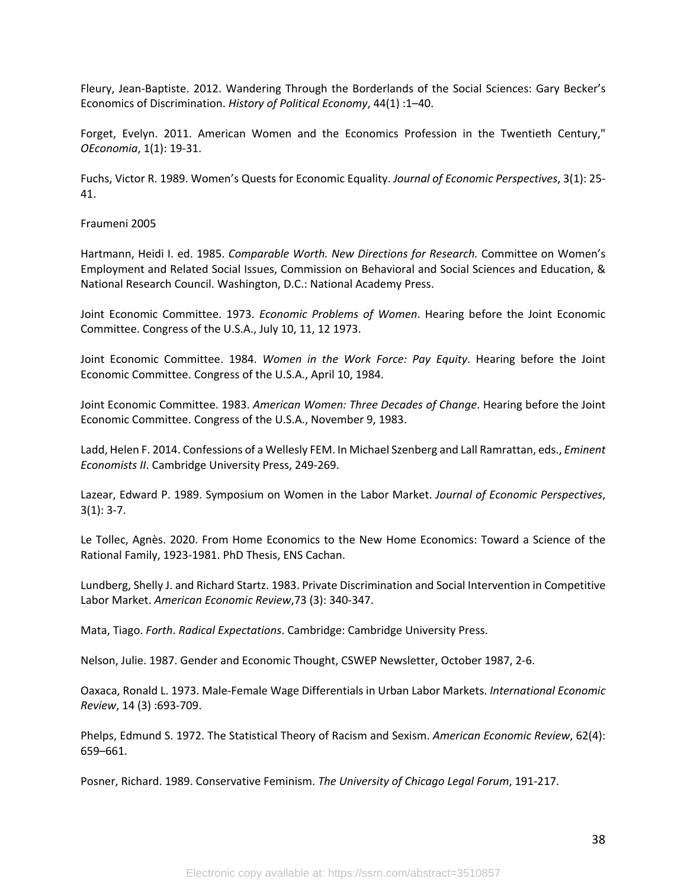Fleury, Jean-Baptiste. 2012. Wandering Through the Borderlands of the Social Sciences: Gary Becker's Economics of Discrimination. *History of Political Economy*, 44(1) :1–40.

Forget, Evelyn. 2011. American Women and the Economics Profession in the Twentieth Century," *OEconomia*, 1(1): 19-31.

Fuchs, Victor R. 1989. Women's Quests for Economic Equality. *Journal of Economic Perspectives*, 3(1): 25-41.

Fraumeni 2005

Hartmann, Heidi I. ed. 1985. *Comparable Worth. New Directions for Research.* Committee on Women's Employment and Related Social Issues, Commission on Behavioral and Social Sciences and Education, & National Research Council. Washington, D.C.: National Academy Press.

Joint Economic Committee. 1973. *Economic Problems of Women*. Hearing before the Joint Economic Committee. Congress of the U.S.A., July 10, 11, 12 1973.

Joint Economic Committee. 1984. *Women in the Work Force: Pay Equity*. Hearing before the Joint Economic Committee. Congress of the U.S.A., April 10, 1984.

Joint Economic Committee. 1983. *American Women: Three Decades of Change*. Hearing before the Joint Economic Committee. Congress of the U.S.A., November 9, 1983.

Ladd, Helen F. 2014. Confessions of a Wellesly FEM. In Michael Szenberg and Lall Ramrattan, eds., *Eminent Economists II*. Cambridge University Press, 249-269.

Lazear, Edward P. 1989. Symposium on Women in the Labor Market. *Journal of Economic Perspectives*, 3(1): 3-7.

Le Tollec, Agnès. 2020. From Home Economics to the New Home Economics: Toward a Science of the Rational Family, 1923-1981. PhD Thesis, ENS Cachan.

Lundberg, Shelly J. and Richard Startz. 1983. Private Discrimination and Social Intervention in Competitive Labor Market. *American Economic Review*,73 (3): 340-347.

Mata, Tiago. *Forth*. *Radical Expectations*. Cambridge: Cambridge University Press.

Nelson, Julie. 1987. Gender and Economic Thought, CSWEP Newsletter, October 1987, 2-6.

Oaxaca, Ronald L. 1973. Male-Female Wage Differentials in Urban Labor Markets. *International Economic Review*, 14 (3) :693-709.

Phelps, Edmund S. 1972. The Statistical Theory of Racism and Sexism. *American Economic Review*, 62(4): 659–661.

Posner, Richard. 1989. Conservative Feminism. *The University of Chicago Legal Forum*, 191-217.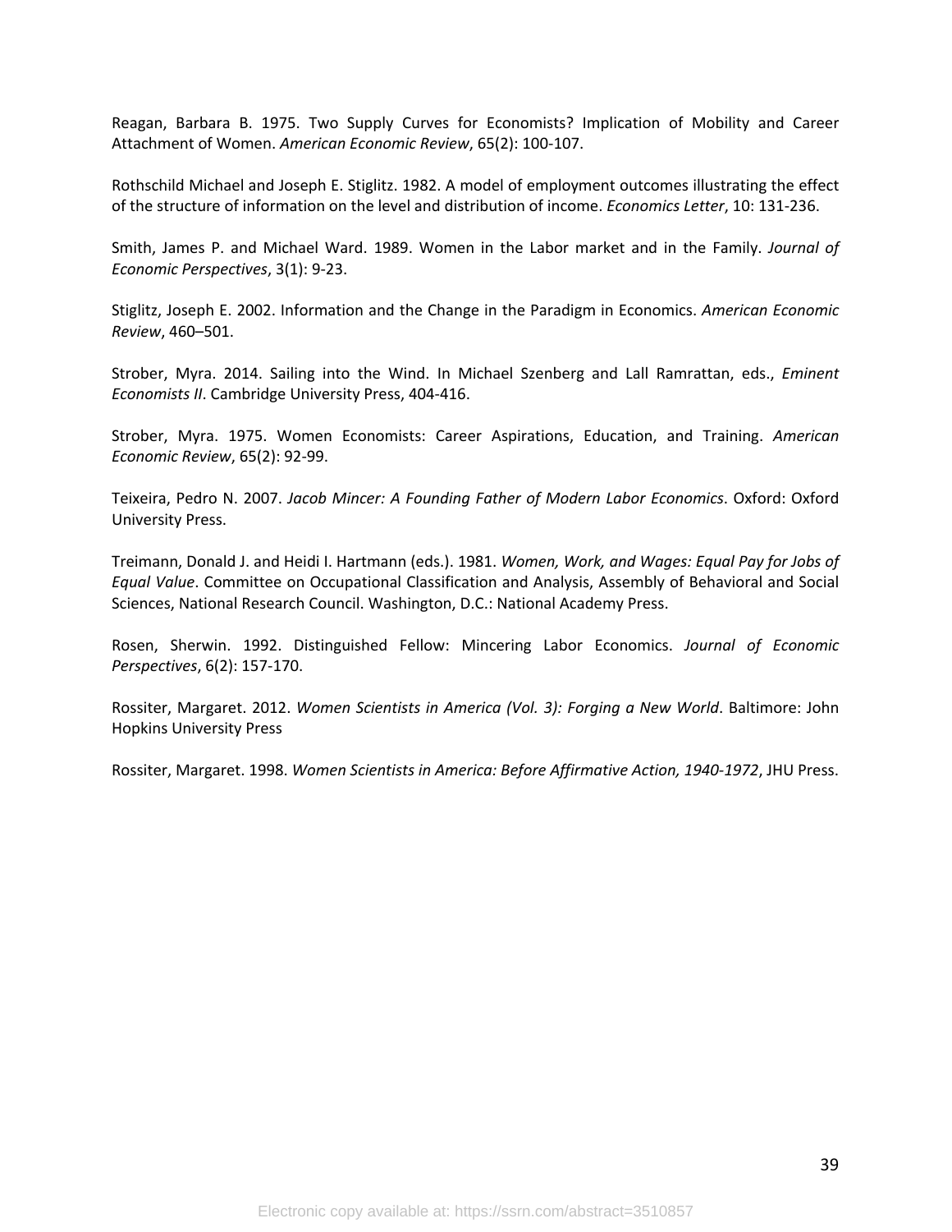Reagan, Barbara B. 1975. Two Supply Curves for Economists? Implication of Mobility and Career Attachment of Women. *American Economic Review*, 65(2): 100-107.

Rothschild Michael and Joseph E. Stiglitz. 1982. A model of employment outcomes illustrating the effect of the structure of information on the level and distribution of income. *Economics Letter*, 10: 131-236.

Smith, James P. and Michael Ward. 1989. Women in the Labor market and in the Family. *Journal of Economic Perspectives*, 3(1): 9-23.

Stiglitz, Joseph E. 2002. Information and the Change in the Paradigm in Economics. *American Economic Review*, 460–501.

Strober, Myra. 2014. Sailing into the Wind. In Michael Szenberg and Lall Ramrattan, eds., *Eminent Economists II*. Cambridge University Press, 404-416.

Strober, Myra. 1975. Women Economists: Career Aspirations, Education, and Training. *American Economic Review*, 65(2): 92-99.

Teixeira, Pedro N. 2007. *Jacob Mincer: A Founding Father of Modern Labor Economics*. Oxford: Oxford University Press.

Treimann, Donald J. and Heidi I. Hartmann (eds.). 1981. *Women, Work, and Wages: Equal Pay for Jobs of Equal Value*. Committee on Occupational Classification and Analysis, Assembly of Behavioral and Social Sciences, National Research Council. Washington, D.C.: National Academy Press.

Rosen, Sherwin. 1992. Distinguished Fellow: Mincering Labor Economics. *Journal of Economic Perspectives*, 6(2): 157-170.

Rossiter, Margaret. 2012. *Women Scientists in America (Vol. 3): Forging a New World*. Baltimore: John Hopkins University Press

Rossiter, Margaret. 1998. *Women Scientists in America: Before Affirmative Action, 1940-1972*, JHU Press.